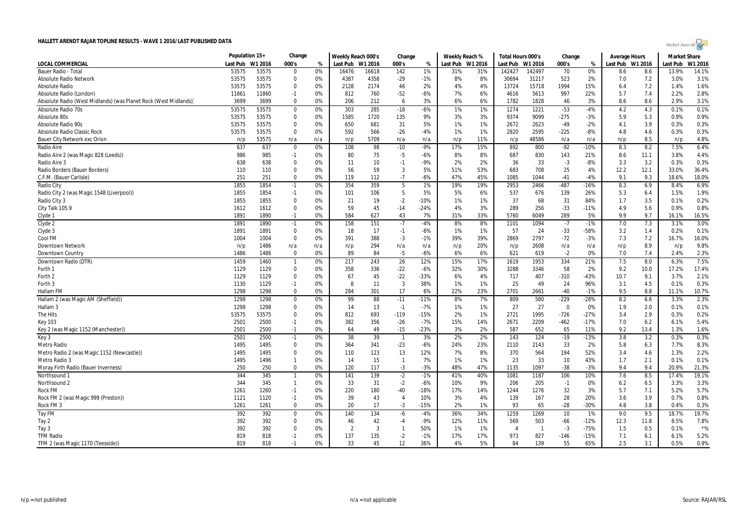# HALLETT ARENDT RAJAR TOPLINE RESULTS - WAVE 1 2016/LAST PUBLISHED DATA

| LOCAL COMMERCIAL | Population 15+ | | Change | | Weekly Reach 000's | | Change | | Weekly Reach % | | Total Hours 000's | | Change | | Average Hours | | Market Share | |
|---|---|---|---|---|---|---|---|---|---|---|---|---|---|---|---|---|---|---|
| | Last Pub | W1 2016 | 000's | % | Last Pub | W1 2016 | 000's | % | Last Pub | W1 2016 | Last Pub | W1 2016 | 000's | % | Last Pub | W1 2016 | Last Pub | W1 2016 |
| Bauer Radio - Total | 53575 | 53575 | 0 | 0% | 16476 | 16618 | 142 | 1% | 31% | 31% | 142427 | 142497 | 70 | 0% | 8.6 | 8.6 | 13.9% | 14.1% |
| Absolute Radio Network | 53575 | 53575 | 0 | 0% | 4387 | 4358 | -29 | -1% | 8% | 8% | 30694 | 31217 | 523 | 2% | 7.0 | 7.2 | 3.0% | 3.1% |
| Absolute Radio | 53575 | 53575 | 0 | 0% | 2128 | 2174 | 46 | 2% | 4% | 4% | 13724 | 15718 | 1994 | 15% | 6.4 | 7.2 | 1.4% | 1.6% |
| Absolute Radio (London) | 11861 | 11860 | -1 | 0% | 812 | 760 | -52 | -6% | 7% | 6% | 4616 | 5613 | 997 | 22% | 5.7 | 7.4 | 2.2% | 2.8% |
| Absolute Radio (West Midlands) (was Planet Rock (West Midlands)) | 3699 | 3699 | 0 | 0% | 206 | 212 | 6 | 3% | 6% | 6% | 1782 | 1828 | 46 | 3% | 8.6 | 8.6 | 2.9% | 3.1% |
| Absolute Radio 70s | 53575 | 53575 | 0 | 0% | 303 | 285 | -18 | -6% | 1% | 1% | 1274 | 1221 | -53 | -4% | 4.2 | 4.3 | 0.1% | 0.1% |
| Absolute 80s | 53575 | 53575 | 0 | 0% | 1585 | 1720 | 135 | 9% | 3% | 3% | 9374 | 9099 | -275 | -3% | 5.9 | 5.3 | 0.9% | 0.9% |
| Absolute Radio 90s | 53575 | 53575 | 0 | 0% | 650 | 681 | 31 | 5% | 1% | 1% | 2672 | 2623 | -49 | -2% | 4.1 | 3.9 | 0.3% | 0.3% |
| Absolute Radio Classic Rock | 53575 | 53575 | 0 | 0% | 592 | 566 | -26 | -4% | 1% | 1% | 2820 | 2595 | -225 | -8% | 4.8 | 4.6 | 0.3% | 0.3% |
| Bauer City Network exc Orion | n/p | 53575 | n/a | n/a | n/p | 5709 | n/a | n/a | n/p | 11% | n/p | 48586 | n/a | n/a | n/p | 8.5 | n/p | 4.8% |
| Radio Aire | 637 | 637 | 0 | 0% | 108 | 98 | -10 | -9% | 17% | 15% | 892 | 800 | -92 | -10% | 8.3 | 8.2 | 7.5% | 6.4% |
| Radio Aire 2 (was Magic 828 (Leeds)) | 986 | 985 | -1 | 0% | 80 | 75 | -5 | -6% | 8% | 8% | 687 | 830 | 143 | 21% | 8.6 | 11.1 | 3.8% | 4.4% |
| Radio Aire 3 | 638 | 638 | 0 | 0% | 11 | 10 | -1 | -9% | 2% | 2% | 36 | 33 | -3 | -8% | 3.3 | 3.2 | 0.3% | 0.3% |
| Radio Borders (Bauer Borders) | 110 | 110 | 0 | 0% | 56 | 59 | 3 | 5% | 51% | 53% | 683 | 708 | 25 | 4% | 12.2 | 12.1 | 33.0% | 36.4% |
| C.F.M. (Bauer Carlisle) | 251 | 251 | 0 | 0% | 119 | 112 | -7 | -6% | 47% | 45% | 1085 | 1044 | -41 | -4% | 9.1 | 9.3 | 18.6% | 18.0% |
| Radio City | 1855 | 1854 | -1 | 0% | 354 | 359 | 5 | 1% | 19% | 19% | 2953 | 2466 | -487 | -16% | 8.3 | 6.9 | 8.4% | 6.9% |
| Radio City 2 (was Magic 1548 (Liverpool)) | 1855 | 1854 | -1 | 0% | 101 | 106 | 5 | 5% | 5% | 6% | 537 | 676 | 139 | 26% | 5.3 | 6.4 | 1.5% | 1.9% |
| Radio City 3 | 1855 | 1855 | 0 | 0% | 21 | 19 | -2 | -10% | 1% | 1% | 37 | 68 | 31 | 84% | 1.7 | 3.5 | 0.1% | 0.2% |
| City Talk 105.9 | 1612 | 1612 | 0 | 0% | 59 | 45 | -14 | -24% | 4% | 3% | 289 | 256 | -33 | -11% | 4.9 | 5.6 | 0.9% | 0.8% |
| Clyde 1 | 1891 | 1890 | -1 | 0% | 584 | 627 | 43 | 7% | 31% | 33% | 5760 | 6049 | 289 | 5% | 9.9 | 9.7 | 16.1% | 16.5% |
| Clyde 2 | 1891 | 1890 | -1 | 0% | 158 | 151 | -7 | -4% | 8% | 8% | 1101 | 1094 | -7 | -1% | 7.0 | 7.3 | 3.1% | 3.0% |
| Clyde 3 | 1891 | 1891 | 0 | 0% | 18 | 17 | -1 | -6% | 1% | 1% | 57 | 24 | -33 | -58% | 3.2 | 1.4 | 0.2% | 0.1% |
| Cool FM | 1004 | 1004 | 0 | 0% | 391 | 388 | -3 | -1% | 39% | 39% | 2869 | 2797 | -72 | -3% | 7.3 | 7.2 | 16.7% | 16.0% |
| Downtown Network | n/p | 1486 | n/a | n/a | n/p | 294 | n/a | n/a | n/p | 20% | n/p | 2608 | n/a | n/a | n/p | 8.9 | n/p | 9.8% |
| Downtown Country | 1486 | 1486 | 0 | 0% | 89 | 84 | -5 | -6% | 6% | 6% | 621 | 619 | -2 | 0% | 7.0 | 7.4 | 2.4% | 2.3% |
| Downtown Radio (DTR) | 1459 | 1460 | 1 | 0% | 217 | 243 | 26 | 12% | 15% | 17% | 1619 | 1953 | 334 | 21% | 7.5 | 8.0 | 6.3% | 7.5% |
| Forth 1 | 1129 | 1129 | 0 | 0% | 358 | 336 | -22 | -6% | 32% | 30% | 3288 | 3346 | 58 | 2% | 9.2 | 10.0 | 17.2% | 17.4% |
| Forth 2 | 1129 | 1129 | 0 | 0% | 67 | 45 | -22 | -33% | 6% | 4% | 717 | 407 | -310 | -43% | 10.7 | 9.1 | 3.7% | 2.1% |
| Forth 3 | 1130 | 1129 | -1 | 0% | 8 | 11 | 3 | 38% | 1% | 1% | 25 | 49 | 24 | 96% | 3.1 | 4.5 | 0.1% | 0.3% |
| Hallam FM | 1298 | 1298 | 0 | 0% | 284 | 301 | 17 | 6% | 22% | 23% | 2701 | 2661 | -40 | -1% | 9.5 | 8.8 | 11.1% | 10.7% |
| Hallam 2 (was Magic AM (Sheffield)) | 1298 | 1298 | 0 | 0% | 99 | 88 | -11 | -11% | 8% | 7% | 809 | 580 | -229 | -28% | 8.2 | 6.6 | 3.3% | 2.3% |
| Hallam 3 | 1298 | 1298 | 0 | 0% | 14 | 13 | -1 | -7% | 1% | 1% | 27 | 27 | 0 | 0% | 1.9 | 2.0 | 0.1% | 0.1% |
| The Hits | 53575 | 53575 | 0 | 0% | 812 | 693 | -119 | -15% | 2% | 1% | 2721 | 1995 | -726 | -27% | 3.4 | 2.9 | 0.3% | 0.2% |
| Key 103 | 2501 | 2500 | -1 | 0% | 382 | 356 | -26 | -7% | 15% | 14% | 2671 | 2209 | -462 | -17% | 7.0 | 6.2 | 6.1% | 5.4% |
| Key 2 (was Magic 1152 (Manchester)) | 2501 | 2500 | -1 | 0% | 64 | 49 | -15 | -23% | 3% | 2% | 587 | 652 | 65 | 11% | 9.2 | 13.4 | 1.3% | 1.6% |
| Key 3 | 2501 | 2500 | -1 | 0% | 38 | 39 | 1 | 3% | 2% | 2% | 143 | 124 | -19 | -13% | 3.8 | 3.2 | 0.3% | 0.3% |
| Metro Radio | 1495 | 1495 | 0 | 0% | 364 | 341 | -23 | -6% | 24% | 23% | 2110 | 2143 | 33 | 2% | 5.8 | 6.3 | 7.7% | 8.3% |
| Metro Radio 2 (was Magic 1152 (Newcastle)) | 1495 | 1495 | 0 | 0% | 110 | 123 | 13 | 12% | 7% | 8% | 370 | 564 | 194 | 52% | 3.4 | 4.6 | 1.3% | 2.2% |
| Metro Radio 3 | 1495 | 1496 | 1 | 0% | 14 | 15 | 1 | 7% | 1% | 1% | 23 | 33 | 10 | 43% | 1.7 | 2.1 | 0.1% | 0.1% |
| Moray Firth Radio (Bauer Inverness) | 250 | 250 | 0 | 0% | 120 | 117 | -3 | -3% | 48% | 47% | 1135 | 1097 | -38 | -3% | 9.4 | 9.4 | 20.9% | 21.3% |
| Northsound 1 | 344 | 345 | 1 | 0% | 141 | 139 | -2 | -1% | 41% | 40% | 1081 | 1187 | 106 | 10% | 7.6 | 8.5 | 17.4% | 19.1% |
| Northsound 2 | 344 | 345 | 1 | 0% | 33 | 31 | -2 | -6% | 10% | 9% | 206 | 205 | -1 | 0% | 6.2 | 6.5 | 3.3% | 3.3% |
| Rock FM | 1261 | 1260 | -1 | 0% | 220 | 180 | -40 | -18% | 17% | 14% | 1244 | 1276 | 32 | 3% | 5.7 | 7.1 | 5.2% | 5.7% |
| Rock FM 2 (was Magic 999 (Preston)) | 1121 | 1120 | -1 | 0% | 39 | 43 | 4 | 10% | 3% | 4% | 139 | 167 | 28 | 20% | 3.6 | 3.9 | 0.7% | 0.8% |
| Rock FM 3 | 1261 | 1261 | 0 | 0% | 20 | 17 | -3 | -15% | 2% | 1% | 93 | 65 | -28 | -30% | 4.8 | 3.8 | 0.4% | 0.3% |
| Tay FM | 392 | 392 | 0 | 0% | 140 | 134 | -6 | -4% | 36% | 34% | 1259 | 1269 | 10 | 1% | 9.0 | 9.5 | 18.7% | 19.7% |
| Tay 2 | 392 | 392 | 0 | 0% | 46 | 42 | -4 | -9% | 12% | 11% | 569 | 503 | -66 | -12% | 12.3 | 11.8 | 8.5% | 7.8% |
| Tay 3 | 392 | 392 | 0 | 0% | 2 | 3 | 1 | 50% | 1% | 1% | 4 | 1 | -3 | -75% | 1.5 | 0.5 | 0.1% | *% |
| TFM Radio | 819 | 818 | -1 | 0% | 137 | 135 | -2 | -1% | 17% | 17% | 973 | 827 | -146 | -15% | 7.1 | 6.1 | 6.1% | 5.2% |
| TFM 2 (was Magic 1170 (Teesside)) | 819 | 818 | -1 | 0% | 33 | 45 | 12 | 36% | 4% | 5% | 84 | 139 | 55 | 65% | 2.5 | 3.1 | 0.5% | 0.9% |

n/p = not published | n/a = not applicable | Source: RAJAR/RSL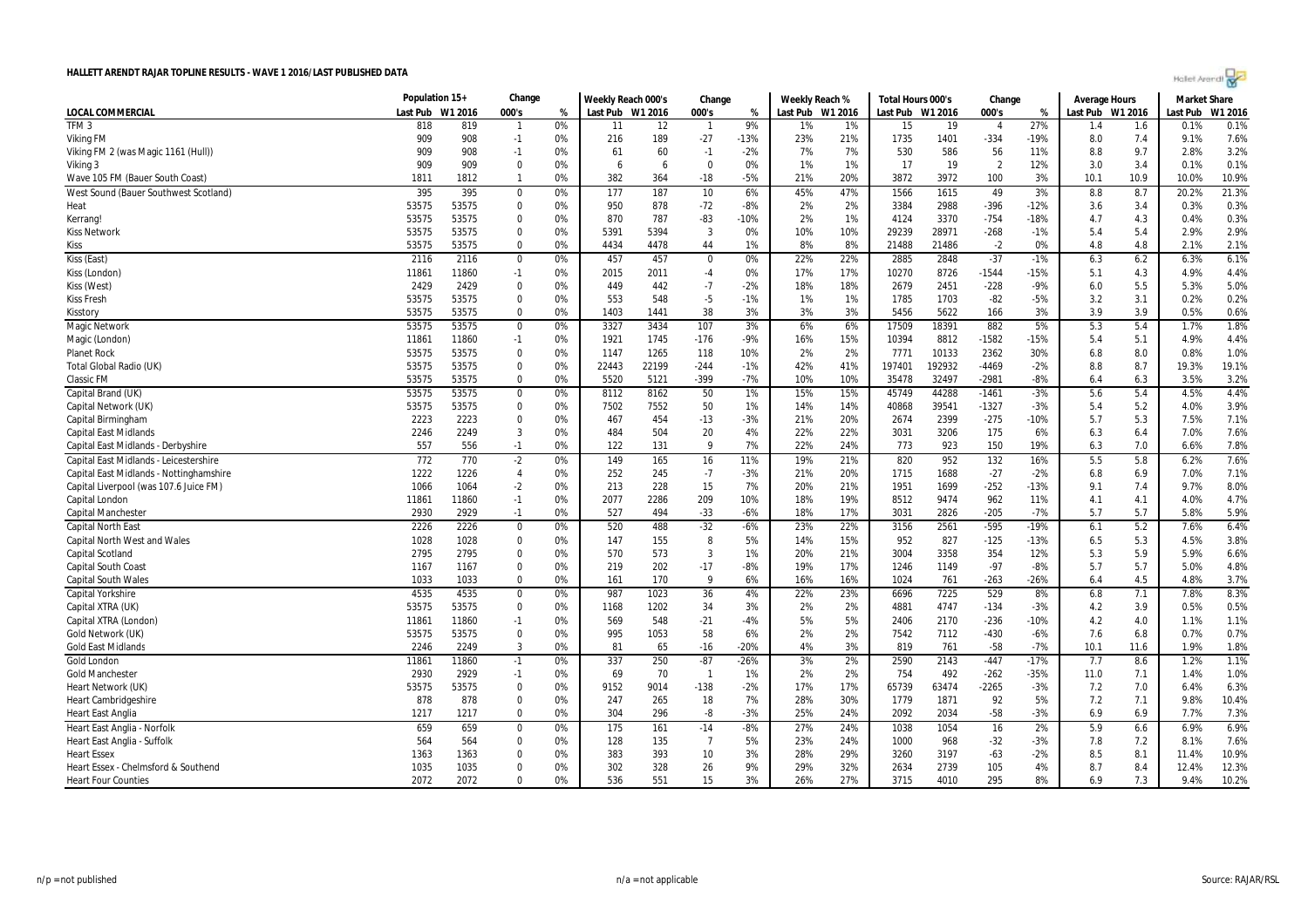# HALLETT ARENDT RAJAR TOPLINE RESULTS - WAVE 1 2016/LAST PUBLISHED DATA

| LOCAL COMMERCIAL | Population 15+ | | Change | | Weekly Reach 000's | | Change | | Weekly Reach % | | Total Hours 000's | | Change | | Average Hours | | Market Share | |
|---|---|---|---|---|---|---|---|---|---|---|---|---|---|---|---|---|---|---|
| | Last Pub | W1 2016 | 000's | % | Last Pub | W1 2016 | 000's | % | Last Pub | W1 2016 | Last Pub | W1 2016 | 000's | % | Last Pub | W1 2016 | Last Pub | W1 2016 |
| TFM 3 | 818 | 819 | 1 | 0% | 11 | 12 | 1 | 9% | 1% | 1% | 15 | 19 | 4 | 27% | 1.4 | 1.6 | 0.1% | 0.1% |
| Viking FM | 909 | 908 | -1 | 0% | 216 | 189 | -27 | -13% | 23% | 21% | 1735 | 1401 | -334 | -19% | 8.0 | 7.4 | 9.1% | 7.6% |
| Viking FM 2 (was Magic 1161 (Hull)) | 909 | 908 | -1 | 0% | 61 | 60 | -1 | -2% | 7% | 7% | 530 | 586 | 56 | 11% | 8.8 | 9.7 | 2.8% | 3.2% |
| Viking 3 | 909 | 909 | 0 | 0% | 6 | 6 | 0 | 0% | 1% | 1% | 17 | 19 | 2 | 12% | 3.0 | 3.4 | 0.1% | 0.1% |
| Wave 105 FM (Bauer South Coast) | 1811 | 1812 | 1 | 0% | 382 | 364 | -18 | -5% | 21% | 20% | 3872 | 3972 | 100 | 3% | 10.1 | 10.9 | 10.0% | 10.9% |
| West Sound (Bauer Southwest Scotland) | 395 | 395 | 0 | 0% | 177 | 187 | 10 | 6% | 45% | 47% | 1566 | 1615 | 49 | 3% | 8.8 | 8.7 | 20.2% | 21.3% |
| Heat | 53575 | 53575 | 0 | 0% | 950 | 878 | -72 | -8% | 2% | 2% | 3384 | 2988 | -396 | -12% | 3.6 | 3.4 | 0.3% | 0.3% |
| Kerrang! | 53575 | 53575 | 0 | 0% | 870 | 787 | -83 | -10% | 2% | 1% | 4124 | 3370 | -754 | -18% | 4.7 | 4.3 | 0.4% | 0.3% |
| Kiss Network | 53575 | 53575 | 0 | 0% | 5391 | 5394 | 3 | 0% | 10% | 10% | 29239 | 28971 | -268 | -1% | 5.4 | 5.4 | 2.9% | 2.9% |
| Kiss | 53575 | 53575 | 0 | 0% | 4434 | 4478 | 44 | 1% | 8% | 8% | 21488 | 21486 | -2 | 0% | 4.8 | 4.8 | 2.1% | 2.1% |
| Kiss (East) | 2116 | 2116 | 0 | 0% | 457 | 457 | 0 | 0% | 22% | 22% | 2885 | 2848 | -37 | -1% | 6.3 | 6.2 | 6.3% | 6.1% |
| Kiss (London) | 11861 | 11860 | -1 | 0% | 2015 | 2011 | -4 | 0% | 17% | 17% | 10270 | 8726 | -1544 | -15% | 5.1 | 4.3 | 4.9% | 4.4% |
| Kiss (West) | 2429 | 2429 | 0 | 0% | 449 | 442 | -7 | -2% | 18% | 18% | 2679 | 2451 | -228 | -9% | 6.0 | 5.5 | 5.3% | 5.0% |
| Kiss Fresh | 53575 | 53575 | 0 | 0% | 553 | 548 | -5 | -1% | 1% | 1% | 1785 | 1703 | -82 | -5% | 3.2 | 3.1 | 0.2% | 0.2% |
| Kisstory | 53575 | 53575 | 0 | 0% | 1403 | 1441 | 38 | 3% | 3% | 3% | 5456 | 5622 | 166 | 3% | 3.9 | 3.9 | 0.5% | 0.6% |
| Magic Network | 53575 | 53575 | 0 | 0% | 3327 | 3434 | 107 | 3% | 6% | 6% | 17509 | 18391 | 882 | 5% | 5.3 | 5.4 | 1.7% | 1.8% |
| Magic (London) | 11861 | 11860 | -1 | 0% | 1921 | 1745 | -176 | -9% | 16% | 15% | 10394 | 8812 | -1582 | -15% | 5.4 | 5.1 | 4.9% | 4.4% |
| Planet Rock | 53575 | 53575 | 0 | 0% | 1147 | 1265 | 118 | 10% | 2% | 2% | 7771 | 10133 | 2362 | 30% | 6.8 | 8.0 | 0.8% | 1.0% |
| Total Global Radio (UK) | 53575 | 53575 | 0 | 0% | 22443 | 22199 | -244 | -1% | 42% | 41% | 197401 | 192932 | -4469 | -2% | 8.8 | 8.7 | 19.3% | 19.1% |
| Classic FM | 53575 | 53575 | 0 | 0% | 5520 | 5121 | -399 | -7% | 10% | 10% | 35478 | 32497 | -2981 | -8% | 6.4 | 6.3 | 3.5% | 3.2% |
| Capital Brand (UK) | 53575 | 53575 | 0 | 0% | 8112 | 8162 | 50 | 1% | 15% | 15% | 45749 | 44288 | -1461 | -3% | 5.6 | 5.4 | 4.5% | 4.4% |
| Capital Network (UK) | 53575 | 53575 | 0 | 0% | 7502 | 7552 | 50 | 1% | 14% | 14% | 40868 | 39541 | -1327 | -3% | 5.4 | 5.2 | 4.0% | 3.9% |
| Capital Birmingham | 2223 | 2223 | 0 | 0% | 467 | 454 | -13 | -3% | 21% | 20% | 2674 | 2399 | -275 | -10% | 5.7 | 5.3 | 7.5% | 7.1% |
| Capital East Midlands | 2246 | 2249 | 3 | 0% | 484 | 504 | 20 | 4% | 22% | 22% | 3031 | 3206 | 175 | 6% | 6.3 | 6.4 | 7.0% | 7.6% |
| Capital East Midlands - Derbyshire | 557 | 556 | -1 | 0% | 122 | 131 | 9 | 7% | 22% | 24% | 773 | 923 | 150 | 19% | 6.3 | 7.0 | 6.6% | 7.8% |
| Capital East Midlands - Leicestershire | 772 | 770 | -2 | 0% | 149 | 165 | 16 | 11% | 19% | 21% | 820 | 952 | 132 | 16% | 5.5 | 5.8 | 6.2% | 7.6% |
| Capital East Midlands - Nottinghamshire | 1222 | 1226 | 4 | 0% | 252 | 245 | -7 | -3% | 21% | 20% | 1715 | 1688 | -27 | -2% | 6.8 | 6.9 | 7.0% | 7.1% |
| Capital Liverpool (was 107.6 Juice FM) | 1066 | 1064 | -2 | 0% | 213 | 228 | 15 | 7% | 20% | 21% | 1951 | 1699 | -252 | -13% | 9.1 | 7.4 | 9.7% | 8.0% |
| Capital London | 11861 | 11860 | -1 | 0% | 2077 | 2286 | 209 | 10% | 18% | 19% | 8512 | 9474 | 962 | 11% | 4.1 | 4.1 | 4.0% | 4.7% |
| Capital Manchester | 2930 | 2929 | -1 | 0% | 527 | 494 | -33 | -6% | 18% | 17% | 3031 | 2826 | -205 | -7% | 5.7 | 5.7 | 5.8% | 5.9% |
| Capital North East | 2226 | 2226 | 0 | 0% | 520 | 488 | -32 | -6% | 23% | 22% | 3156 | 2561 | -595 | -19% | 6.1 | 5.2 | 7.6% | 6.4% |
| Capital North West and Wales | 1028 | 1028 | 0 | 0% | 147 | 155 | 8 | 5% | 14% | 15% | 952 | 827 | -125 | -13% | 6.5 | 5.3 | 4.5% | 3.8% |
| Capital Scotland | 2795 | 2795 | 0 | 0% | 570 | 573 | 3 | 1% | 20% | 21% | 3004 | 3358 | 354 | 12% | 5.3 | 5.9 | 5.9% | 6.6% |
| Capital South Coast | 1167 | 1167 | 0 | 0% | 219 | 202 | -17 | -8% | 19% | 17% | 1246 | 1149 | -97 | -8% | 5.7 | 5.7 | 5.0% | 4.8% |
| Capital South Wales | 1033 | 1033 | 0 | 0% | 161 | 170 | 9 | 6% | 16% | 16% | 1024 | 761 | -263 | -26% | 6.4 | 4.5 | 4.8% | 3.7% |
| Capital Yorkshire | 4535 | 4535 | 0 | 0% | 987 | 1023 | 36 | 4% | 22% | 23% | 6696 | 7225 | 529 | 8% | 6.8 | 7.1 | 7.8% | 8.3% |
| Capital XTRA (UK) | 53575 | 53575 | 0 | 0% | 1168 | 1202 | 34 | 3% | 2% | 2% | 4881 | 4747 | -134 | -3% | 4.2 | 3.9 | 0.5% | 0.5% |
| Capital XTRA (London) | 11861 | 11860 | -1 | 0% | 569 | 548 | -21 | -4% | 5% | 5% | 2406 | 2170 | -236 | -10% | 4.2 | 4.0 | 1.1% | 1.1% |
| Gold Network (UK) | 53575 | 53575 | 0 | 0% | 995 | 1053 | 58 | 6% | 2% | 2% | 7542 | 7112 | -430 | -6% | 7.6 | 6.8 | 0.7% | 0.7% |
| Gold East Midlands | 2246 | 2249 | 3 | 0% | 81 | 65 | -16 | -20% | 4% | 3% | 819 | 761 | -58 | -7% | 10.1 | 11.6 | 1.9% | 1.8% |
| Gold London | 11861 | 11860 | -1 | 0% | 337 | 250 | -87 | -26% | 3% | 2% | 2590 | 2143 | -447 | -17% | 7.7 | 8.6 | 1.2% | 1.1% |
| Gold Manchester | 2930 | 2929 | -1 | 0% | 69 | 70 | 1 | 1% | 2% | 2% | 754 | 492 | -262 | -35% | 11.0 | 7.1 | 1.4% | 1.0% |
| Heart Network (UK) | 53575 | 53575 | 0 | 0% | 9152 | 9014 | -138 | -2% | 17% | 17% | 65739 | 63474 | -2265 | -3% | 7.2 | 7.0 | 6.4% | 6.3% |
| Heart Cambridgeshire | 878 | 878 | 0 | 0% | 247 | 265 | 18 | 7% | 28% | 30% | 1779 | 1871 | 92 | 5% | 7.2 | 7.1 | 9.8% | 10.4% |
| Heart East Anglia | 1217 | 1217 | 0 | 0% | 304 | 296 | -8 | -3% | 25% | 24% | 2092 | 2034 | -58 | -3% | 6.9 | 6.9 | 7.7% | 7.3% |
| Heart East Anglia - Norfolk | 659 | 659 | 0 | 0% | 175 | 161 | -14 | -8% | 27% | 24% | 1038 | 1054 | 16 | 2% | 5.9 | 6.6 | 6.9% | 6.9% |
| Heart East Anglia - Suffolk | 564 | 564 | 0 | 0% | 128 | 135 | 7 | 5% | 23% | 24% | 1000 | 968 | -32 | -3% | 7.8 | 7.2 | 8.1% | 7.6% |
| Heart Essex | 1363 | 1363 | 0 | 0% | 383 | 393 | 10 | 3% | 28% | 29% | 3260 | 3197 | -63 | -2% | 8.5 | 8.1 | 11.4% | 10.9% |
| Heart Essex - Chelmsford & Southend | 1035 | 1035 | 0 | 0% | 302 | 328 | 26 | 9% | 29% | 32% | 2634 | 2739 | 105 | 4% | 8.7 | 8.4 | 12.4% | 12.3% |
| Heart Four Counties | 2072 | 2072 | 0 | 0% | 536 | 551 | 15 | 3% | 26% | 27% | 3715 | 4010 | 295 | 8% | 6.9 | 7.3 | 9.4% | 10.2% |

n/p = not published | n/a = not applicable | Source: RAJAR/RSL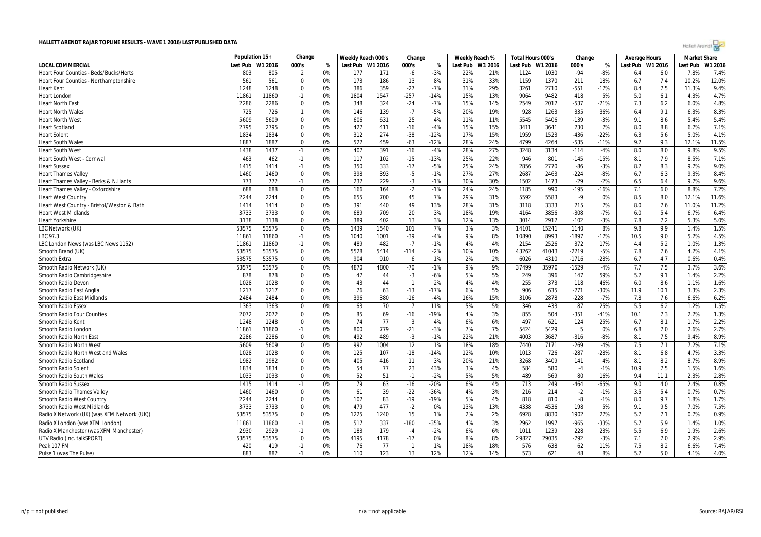# HALLETT ARENDT RAJAR TOPLINE RESULTS - WAVE 1 2016/LAST PUBLISHED DATA

| | Population 15+ | | Change | | Weekly Reach 000's | | Change | | Weekly Reach % | | Total Hours 000's | | Change | | Average Hours | | Market Share | |
|---|---|---|---|---|---|---|---|---|---|---|---|---|---|---|---|---|---|---|
| LOCAL COMMERCIAL | Last Pub | W1 2016 | 000's | % | Last Pub | W1 2016 | 000's | % | Last Pub | W1 2016 | Last Pub | W1 2016 | 000's | % | Last Pub | W1 2016 | Last Pub | W1 2016 |
| Heart Four Counties - Beds/Bucks/Herts | 803 | 805 | 2 | 0% | 177 | 171 | -6 | -3% | 22% | 21% | 1124 | 1030 | -94 | -8% | 6.4 | 6.0 | 7.8% | 7.4% |
| Heart Four Counties - Northamptonshire | 561 | 561 | 0 | 0% | 173 | 186 | 13 | 8% | 31% | 33% | 1159 | 1370 | 211 | 18% | 6.7 | 7.4 | 10.2% | 12.0% |
| Heart Kent | 1248 | 1248 | 0 | 0% | 386 | 359 | -27 | -7% | 31% | 29% | 3261 | 2710 | -551 | -17% | 8.4 | 7.5 | 11.3% | 9.4% |
| Heart London | 11861 | 11860 | -1 | 0% | 1804 | 1547 | -257 | -14% | 15% | 13% | 9064 | 9482 | 418 | 5% | 5.0 | 6.1 | 4.3% | 4.7% |
| Heart North East | 2286 | 2286 | 0 | 0% | 348 | 324 | -24 | -7% | 15% | 14% | 2549 | 2012 | -537 | -21% | 7.3 | 6.2 | 6.0% | 4.8% |
| Heart North Wales | 725 | 726 | 1 | 0% | 146 | 139 | -7 | -5% | 20% | 19% | 928 | 1263 | 335 | 36% | 6.4 | 9.1 | 6.3% | 8.3% |
| Heart North West | 5609 | 5609 | 0 | 0% | 606 | 631 | 25 | 4% | 11% | 11% | 5545 | 5406 | -139 | -3% | 9.1 | 8.6 | 5.4% | 5.4% |
| Heart Scotland | 2795 | 2795 | 0 | 0% | 427 | 411 | -16 | -4% | 15% | 15% | 3411 | 3641 | 230 | 7% | 8.0 | 8.8 | 6.7% | 7.1% |
| Heart Solent | 1834 | 1834 | 0 | 0% | 312 | 274 | -38 | -12% | 17% | 15% | 1959 | 1523 | -436 | -22% | 6.3 | 5.6 | 5.0% | 4.1% |
| Heart South Wales | 1887 | 1887 | 0 | 0% | 522 | 459 | -63 | -12% | 28% | 24% | 4799 | 4264 | -535 | -11% | 9.2 | 9.3 | 12.1% | 11.5% |
| Heart South West | 1438 | 1437 | -1 | 0% | 407 | 391 | -16 | -4% | 28% | 27% | 3248 | 3134 | -114 | -4% | 8.0 | 8.0 | 9.8% | 9.5% |
| Heart South West - Cornwall | 463 | 462 | -1 | 0% | 117 | 102 | -15 | -13% | 25% | 22% | 946 | 801 | -145 | -15% | 8.1 | 7.9 | 8.5% | 7.1% |
| Heart Sussex | 1415 | 1414 | -1 | 0% | 350 | 333 | -17 | -5% | 25% | 24% | 2856 | 2770 | -86 | -3% | 8.2 | 8.3 | 9.7% | 9.0% |
| Heart Thames Valley | 1460 | 1460 | 0 | 0% | 398 | 393 | -5 | -1% | 27% | 27% | 2687 | 2463 | -224 | -8% | 6.7 | 6.3 | 9.3% | 8.4% |
| Heart Thames Valley - Berks & N.Hants | 773 | 772 | -1 | 0% | 232 | 229 | -3 | -1% | 30% | 30% | 1502 | 1473 | -29 | -2% | 6.5 | 6.4 | 9.7% | 9.6% |
| Heart Thames Valley - Oxfordshire | 688 | 688 | 0 | 0% | 166 | 164 | -2 | -1% | 24% | 24% | 1185 | 990 | -195 | -16% | 7.1 | 6.0 | 8.8% | 7.2% |
| Heart West Country | 2244 | 2244 | 0 | 0% | 655 | 700 | 45 | 7% | 29% | 31% | 5592 | 5583 | -9 | 0% | 8.5 | 8.0 | 12.1% | 11.6% |
| Heart West Country - Bristol/Weston & Bath | 1414 | 1414 | 0 | 0% | 391 | 440 | 49 | 13% | 28% | 31% | 3118 | 3333 | 215 | 7% | 8.0 | 7.6 | 11.0% | 11.2% |
| Heart West Midlands | 3733 | 3733 | 0 | 0% | 689 | 709 | 20 | 3% | 18% | 19% | 4164 | 3856 | -308 | -7% | 6.0 | 5.4 | 6.7% | 6.4% |
| Heart Yorkshire | 3138 | 3138 | 0 | 0% | 389 | 402 | 13 | 3% | 12% | 13% | 3014 | 2912 | -102 | -3% | 7.8 | 7.2 | 5.3% | 5.0% |
| LBC Network (UK) | 53575 | 53575 | 0 | 0% | 1439 | 1540 | 101 | 7% | 3% | 3% | 14101 | 15241 | 1140 | 8% | 9.8 | 9.9 | 1.4% | 1.5% |
| LBC 97.3 | 11861 | 11860 | -1 | 0% | 1040 | 1001 | -39 | -4% | 9% | 8% | 10890 | 8993 | -1897 | -17% | 10.5 | 9.0 | 5.2% | 4.5% |
| LBC London News (was LBC News 1152) | 11861 | 11860 | -1 | 0% | 489 | 482 | -7 | -1% | 4% | 4% | 2154 | 2526 | 372 | 17% | 4.4 | 5.2 | 1.0% | 1.3% |
| Smooth Brand (UK) | 53575 | 53575 | 0 | 0% | 5528 | 5414 | -114 | -2% | 10% | 10% | 43262 | 41043 | -2219 | -5% | 7.8 | 7.6 | 4.2% | 4.1% |
| Smooth Extra | 53575 | 53575 | 0 | 0% | 904 | 910 | 6 | 1% | 2% | 2% | 6026 | 4310 | -1716 | -28% | 6.7 | 4.7 | 0.6% | 0.4% |
| Smooth Radio Network (UK) | 53575 | 53575 | 0 | 0% | 4870 | 4800 | -70 | -1% | 9% | 9% | 37499 | 35970 | -1529 | -4% | 7.7 | 7.5 | 3.7% | 3.6% |
| Smooth Radio Cambridgeshire | 878 | 878 | 0 | 0% | 47 | 44 | -3 | -6% | 5% | 5% | 249 | 396 | 147 | 59% | 5.2 | 9.1 | 1.4% | 2.2% |
| Smooth Radio Devon | 1028 | 1028 | 0 | 0% | 43 | 44 | 1 | 2% | 4% | 4% | 255 | 373 | 118 | 46% | 6.0 | 8.6 | 1.1% | 1.6% |
| Smooth Radio East Anglia | 1217 | 1217 | 0 | 0% | 76 | 63 | -13 | -17% | 6% | 5% | 906 | 635 | -271 | -30% | 11.9 | 10.1 | 3.3% | 2.3% |
| Smooth Radio East Midlands | 2484 | 2484 | 0 | 0% | 396 | 380 | -16 | -4% | 16% | 15% | 3106 | 2878 | -228 | -7% | 7.8 | 7.6 | 6.6% | 6.2% |
| Smooth Radio Essex | 1363 | 1363 | 0 | 0% | 63 | 70 | 7 | 11% | 5% | 5% | 346 | 433 | 87 | 25% | 5.5 | 6.2 | 1.2% | 1.5% |
| Smooth Radio Four Counties | 2072 | 2072 | 0 | 0% | 85 | 69 | -16 | -19% | 4% | 3% | 855 | 504 | -351 | -41% | 10.1 | 7.3 | 2.2% | 1.3% |
| Smooth Radio Kent | 1248 | 1248 | 0 | 0% | 74 | 77 | 3 | 4% | 6% | 6% | 497 | 621 | 124 | 25% | 6.7 | 8.1 | 1.7% | 2.2% |
| Smooth Radio London | 11861 | 11860 | -1 | 0% | 800 | 779 | -21 | -3% | 7% | 7% | 5424 | 5429 | 5 | 0% | 6.8 | 7.0 | 2.6% | 2.7% |
| Smooth Radio North East | 2286 | 2286 | 0 | 0% | 492 | 489 | -3 | -1% | 22% | 21% | 4003 | 3687 | -316 | -8% | 8.1 | 7.5 | 9.4% | 8.9% |
| Smooth Radio North West | 5609 | 5609 | 0 | 0% | 992 | 1004 | 12 | 1% | 18% | 18% | 7440 | 7171 | -269 | -4% | 7.5 | 7.1 | 7.2% | 7.1% |
| Smooth Radio North West and Wales | 1028 | 1028 | 0 | 0% | 125 | 107 | -18 | -14% | 12% | 10% | 1013 | 726 | -287 | -28% | 8.1 | 6.8 | 4.7% | 3.3% |
| Smooth Radio Scotland | 1982 | 1982 | 0 | 0% | 405 | 416 | 11 | 3% | 20% | 21% | 3268 | 3409 | 141 | 4% | 8.1 | 8.2 | 8.7% | 8.9% |
| Smooth Radio Solent | 1834 | 1834 | 0 | 0% | 54 | 77 | 23 | 43% | 3% | 4% | 584 | 580 | -4 | -1% | 10.9 | 7.5 | 1.5% | 1.6% |
| Smooth Radio South Wales | 1033 | 1033 | 0 | 0% | 52 | 51 | -1 | -2% | 5% | 5% | 489 | 569 | 80 | 16% | 9.4 | 11.1 | 2.3% | 2.8% |
| Smooth Radio Sussex | 1415 | 1414 | -1 | 0% | 79 | 63 | -16 | -20% | 6% | 4% | 713 | 249 | -464 | -65% | 9.0 | 4.0 | 2.4% | 0.8% |
| Smooth Radio Thames Valley | 1460 | 1460 | 0 | 0% | 61 | 39 | -22 | -36% | 4% | 3% | 216 | 214 | -2 | -1% | 3.5 | 5.4 | 0.7% | 0.7% |
| Smooth Radio West Country | 2244 | 2244 | 0 | 0% | 102 | 83 | -19 | -19% | 5% | 4% | 818 | 810 | -8 | -1% | 8.0 | 9.7 | 1.8% | 1.7% |
| Smooth Radio West Midlands | 3733 | 3733 | 0 | 0% | 479 | 477 | -2 | 0% | 13% | 13% | 4338 | 4536 | 198 | 5% | 9.1 | 9.5 | 7.0% | 7.5% |
| Radio X Network (UK) (was XFM Network (UK)) | 53575 | 53575 | 0 | 0% | 1225 | 1240 | 15 | 1% | 2% | 2% | 6928 | 8830 | 1902 | 27% | 5.7 | 7.1 | 0.7% | 0.9% |
| Radio X London (was XFM London) | 11861 | 11860 | -1 | 0% | 517 | 337 | -180 | -35% | 4% | 3% | 2962 | 1997 | -965 | -33% | 5.7 | 5.9 | 1.4% | 1.0% |
| Radio X Manchester (was XFM Manchester) | 2930 | 2929 | -1 | 0% | 183 | 179 | -4 | -2% | 6% | 6% | 1011 | 1239 | 228 | 23% | 5.5 | 6.9 | 1.9% | 2.6% |
| UTV Radio (inc. talkSPORT) | 53575 | 53575 | 0 | 0% | 4195 | 4178 | -17 | 0% | 8% | 8% | 29827 | 29035 | -792 | -3% | 7.1 | 7.0 | 2.9% | 2.9% |
| Peak 107 FM | 420 | 419 | -1 | 0% | 76 | 77 | 1 | 1% | 18% | 18% | 576 | 638 | 62 | 11% | 7.5 | 8.2 | 6.6% | 7.4% |
| Pulse 1 (was The Pulse) | 883 | 882 | -1 | 0% | 110 | 123 | 13 | 12% | 12% | 14% | 573 | 621 | 48 | 8% | 5.2 | 5.0 | 4.1% | 4.0% |

n/p = not published | n/a = not applicable | Source: RAJAR/RSL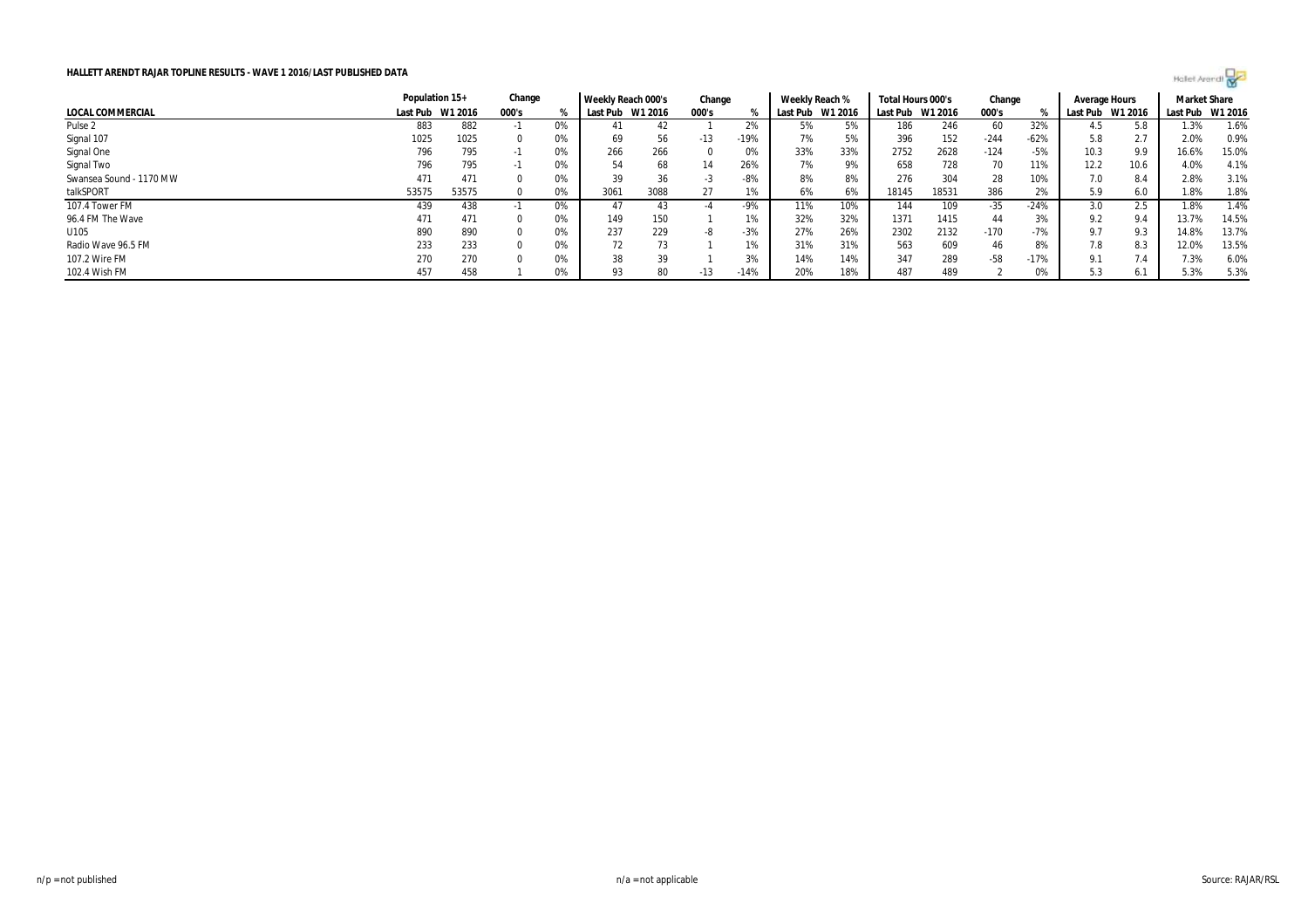**HALLETT ARENDT RAJAR TOPLINE RESULTS - WAVE 1 2016/LAST PUBLISHED DATA**

| | Population 15+ | | Change | | Weekly Reach 000's | | Change | | Weekly Reach % | | Total Hours 000's | | Change | | Average Hours | | Market Share | |
|---|---|---|---|---|---|---|---|---|---|---|---|---|---|---|---|---|---|---|
| **LOCAL COMMERCIAL** | Last Pub | W1 2016 | 000's | % | Last Pub | W1 2016 | 000's | % | Last Pub | W1 2016 | Last Pub | W1 2016 | 000's | % | Last Pub | W1 2016 | Last Pub | W1 2016 |
| Pulse 2 | 883 | 882 | -1 | 0% | 41 | 42 | 1 | 2% | 5% | 5% | 186 | 246 | 60 | 32% | 4.5 | 5.8 | 1.3% | 1.6% |
| Signal 107 | 1025 | 1025 | 0 | 0% | 69 | 56 | -13 | -19% | 7% | 5% | 396 | 152 | -244 | -62% | 5.8 | 2.7 | 2.0% | 0.9% |
| Signal One | 796 | 795 | -1 | 0% | 266 | 266 | 0 | 0% | 33% | 33% | 2752 | 2628 | -124 | -5% | 10.3 | 9.9 | 16.6% | 15.0% |
| Signal Two | 796 | 795 | -1 | 0% | 54 | 68 | 14 | 26% | 7% | 9% | 658 | 728 | 70 | 11% | 12.2 | 10.6 | 4.0% | 4.1% |
| Swansea Sound - 1170 MW | 471 | 471 | 0 | 0% | 39 | 36 | -3 | -8% | 8% | 8% | 276 | 304 | 28 | 10% | 7.0 | 8.4 | 2.8% | 3.1% |
| talkSPORT | 53575 | 53575 | 0 | 0% | 3061 | 3088 | 27 | 1% | 6% | 6% | 18145 | 18531 | 386 | 2% | 5.9 | 6.0 | 1.8% | 1.8% |
| 107.4 Tower FM | 439 | 438 | -1 | 0% | 47 | 43 | -4 | -9% | 11% | 10% | 144 | 109 | -35 | -24% | 3.0 | 2.5 | 1.8% | 1.4% |
| 96.4 FM The Wave | 471 | 471 | 0 | 0% | 149 | 150 | 1 | 1% | 32% | 32% | 1371 | 1415 | 44 | 3% | 9.2 | 9.4 | 13.7% | 14.5% |
| U105 | 890 | 890 | 0 | 0% | 237 | 229 | -8 | -3% | 27% | 26% | 2302 | 2132 | -170 | -7% | 9.7 | 9.3 | 14.8% | 13.7% |
| Radio Wave 96.5 FM | 233 | 233 | 0 | 0% | 72 | 73 | 1 | 1% | 31% | 31% | 563 | 609 | 46 | 8% | 7.8 | 8.3 | 12.0% | 13.5% |
| 107.2 Wire FM | 270 | 270 | 0 | 0% | 38 | 39 | 1 | 3% | 14% | 14% | 347 | 289 | -58 | -17% | 9.1 | 7.4 | 7.3% | 6.0% |
| 102.4 Wish FM | 457 | 458 | 1 | 0% | 93 | 80 | -13 | -14% | 20% | 18% | 487 | 489 | 2 | 0% | 5.3 | 6.1 | 5.3% | 5.3% |

n/p = not published

n/a = not applicable

Source: RAJAR/RSL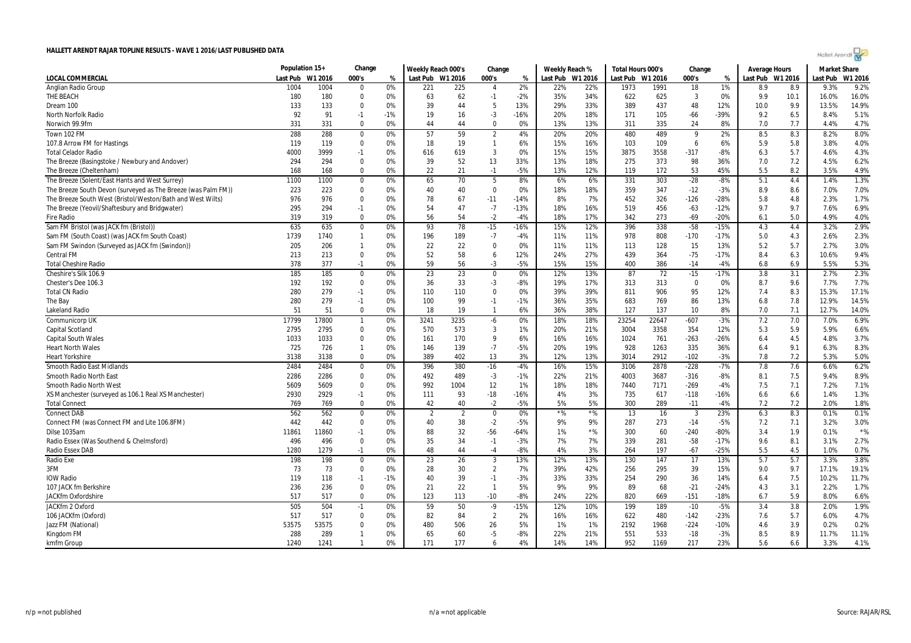# HALLETT ARENDT RAJAR TOPLINE RESULTS - WAVE 1 2016/LAST PUBLISHED DATA

| LOCAL COMMERCIAL | Population 15+ | | Change | | Weekly Reach 000's | | Change | | Weekly Reach % | | Total Hours 000's | | Change | | Average Hours | | Market Share | |
|---|---|---|---|---|---|---|---|---|---|---|---|---|---|---|---|---|---|---|
| | Last Pub | W1 2016 | 000's | % | Last Pub | W1 2016 | 000's | % | Last Pub | W1 2016 | Last Pub | W1 2016 | 000's | % | Last Pub | W1 2016 | Last Pub | W1 2016 |
| Anglian Radio Group | 1004 | 1004 | 0 | 0% | 221 | 225 | 4 | 2% | 22% | 22% | 1973 | 1991 | 18 | 1% | 8.9 | 8.9 | 9.3% | 9.2% |
| THE BEACH | 180 | 180 | 0 | 0% | 63 | 62 | -1 | -2% | 35% | 34% | 622 | 625 | 3 | 0% | 9.9 | 10.1 | 16.0% | 16.0% |
| Dream 100 | 133 | 133 | 0 | 0% | 39 | 44 | 5 | 13% | 29% | 33% | 389 | 437 | 48 | 12% | 10.0 | 9.9 | 13.5% | 14.9% |
| North Norfolk Radio | 92 | 91 | -1 | -1% | 19 | 16 | -3 | -16% | 20% | 18% | 171 | 105 | -66 | -39% | 9.2 | 6.5 | 8.4% | 5.1% |
| Norwich 99.9fm | 331 | 331 | 0 | 0% | 44 | 44 | 0 | 0% | 13% | 13% | 311 | 335 | 24 | 8% | 7.0 | 7.7 | 4.4% | 4.7% |
| Town 102 FM | 288 | 288 | 0 | 0% | 57 | 59 | 2 | 4% | 20% | 20% | 480 | 489 | 9 | 2% | 8.5 | 8.3 | 8.2% | 8.0% |
| 107.8 Arrow FM for Hastings | 119 | 119 | 0 | 0% | 18 | 19 | 1 | 6% | 15% | 16% | 103 | 109 | 6 | 6% | 5.9 | 5.8 | 3.8% | 4.0% |
| Total Celador Radio | 4000 | 3999 | -1 | 0% | 616 | 619 | 3 | 0% | 15% | 15% | 3875 | 3558 | -317 | -8% | 6.3 | 5.7 | 4.6% | 4.3% |
| The Breeze (Basingstoke / Newbury and Andover) | 294 | 294 | 0 | 0% | 39 | 52 | 13 | 33% | 13% | 18% | 275 | 373 | 98 | 36% | 7.0 | 7.2 | 4.5% | 6.2% |
| The Breeze (Cheltenham) | 168 | 168 | 0 | 0% | 22 | 21 | -1 | -5% | 13% | 12% | 119 | 172 | 53 | 45% | 5.5 | 8.2 | 3.5% | 4.9% |
| The Breeze (Solent/East Hants and West Surrey) | 1100 | 1100 | 0 | 0% | 65 | 70 | 5 | 8% | 6% | 6% | 331 | 303 | -28 | -8% | 5.1 | 4.4 | 1.4% | 1.3% |
| The Breeze South Devon (surveyed as The Breeze (was Palm FM)) | 223 | 223 | 0 | 0% | 40 | 40 | 0 | 0% | 18% | 18% | 359 | 347 | -12 | -3% | 8.9 | 8.6 | 7.0% | 7.0% |
| The Breeze South West (Bristol/Weston/Bath and West Wilts) | 976 | 976 | 0 | 0% | 78 | 67 | -11 | -14% | 8% | 7% | 452 | 326 | -126 | -28% | 5.8 | 4.8 | 2.3% | 1.7% |
| The Breeze (Yeovil/Shaftesbury and Bridgwater) | 295 | 294 | -1 | 0% | 54 | 47 | -7 | -13% | 18% | 16% | 519 | 456 | -63 | -12% | 9.7 | 9.7 | 7.6% | 6.9% |
| Fire Radio | 319 | 319 | 0 | 0% | 56 | 54 | -2 | -4% | 18% | 17% | 342 | 273 | -69 | -20% | 6.1 | 5.0 | 4.9% | 4.0% |
| Sam FM Bristol (was JACK fm (Bristol)) | 635 | 635 | 0 | 0% | 93 | 78 | -15 | -16% | 15% | 12% | 396 | 338 | -58 | -15% | 4.3 | 4.4 | 3.2% | 2.9% |
| Sam FM (South Coast) (was JACK fm South Coast) | 1739 | 1740 | 1 | 0% | 196 | 189 | -7 | -4% | 11% | 11% | 978 | 808 | -170 | -17% | 5.0 | 4.3 | 2.6% | 2.3% |
| Sam FM Swindon (Surveyed as JACK fm (Swindon)) | 205 | 206 | 1 | 0% | 22 | 22 | 0 | 0% | 11% | 11% | 113 | 128 | 15 | 13% | 5.2 | 5.7 | 2.7% | 3.0% |
| Central FM | 213 | 213 | 0 | 0% | 52 | 58 | 6 | 12% | 24% | 27% | 439 | 364 | -75 | -17% | 8.4 | 6.3 | 10.6% | 9.4% |
| Total Cheshire Radio | 378 | 377 | -1 | 0% | 59 | 56 | -3 | -5% | 15% | 15% | 400 | 386 | -14 | -4% | 6.8 | 6.9 | 5.5% | 5.3% |
| Cheshire's Silk 106.9 | 185 | 185 | 0 | 0% | 23 | 23 | 0 | 0% | 12% | 13% | 87 | 72 | -15 | -17% | 3.8 | 3.1 | 2.7% | 2.3% |
| Chester's Dee 106.3 | 192 | 192 | 0 | 0% | 36 | 33 | -3 | -8% | 19% | 17% | 313 | 313 | 0 | 0% | 8.7 | 9.6 | 7.7% | 7.7% |
| Total CN Radio | 280 | 279 | -1 | 0% | 110 | 110 | 0 | 0% | 39% | 39% | 811 | 906 | 95 | 12% | 7.4 | 8.3 | 15.3% | 17.1% |
| The Bay | 280 | 279 | -1 | 0% | 100 | 99 | -1 | -1% | 36% | 35% | 683 | 769 | 86 | 13% | 6.8 | 7.8 | 12.9% | 14.5% |
| Lakeland Radio | 51 | 51 | 0 | 0% | 18 | 19 | 1 | 6% | 36% | 38% | 127 | 137 | 10 | 8% | 7.0 | 7.1 | 12.7% | 14.0% |
| Communicorp UK | 17799 | 17800 | 1 | 0% | 3241 | 3235 | -6 | 0% | 18% | 18% | 23254 | 22647 | -607 | -3% | 7.2 | 7.0 | 7.0% | 6.9% |
| Capital Scotland | 2795 | 2795 | 0 | 0% | 570 | 573 | 3 | 1% | 20% | 21% | 3004 | 3358 | 354 | 12% | 5.3 | 5.9 | 5.9% | 6.6% |
| Capital South Wales | 1033 | 1033 | 0 | 0% | 161 | 170 | 9 | 6% | 16% | 16% | 1024 | 761 | -263 | -26% | 6.4 | 4.5 | 4.8% | 3.7% |
| Heart North Wales | 725 | 726 | 1 | 0% | 146 | 139 | -7 | -5% | 20% | 19% | 928 | 1263 | 335 | 36% | 6.4 | 9.1 | 6.3% | 8.3% |
| Heart Yorkshire | 3138 | 3138 | 0 | 0% | 389 | 402 | 13 | 3% | 12% | 13% | 3014 | 2912 | -102 | -3% | 7.8 | 7.2 | 5.3% | 5.0% |
| Smooth Radio East Midlands | 2484 | 2484 | 0 | 0% | 396 | 380 | -16 | -4% | 16% | 15% | 3106 | 2878 | -228 | -7% | 7.8 | 7.6 | 6.6% | 6.2% |
| Smooth Radio North East | 2286 | 2286 | 0 | 0% | 492 | 489 | -3 | -1% | 22% | 21% | 4003 | 3687 | -316 | -8% | 8.1 | 7.5 | 9.4% | 8.9% |
| Smooth Radio North West | 5609 | 5609 | 0 | 0% | 992 | 1004 | 12 | 1% | 18% | 18% | 7440 | 7171 | -269 | -4% | 7.5 | 7.1 | 7.2% | 7.1% |
| XS Manchester (surveyed as 106.1 Real XS Manchester) | 2930 | 2929 | -1 | 0% | 111 | 93 | -18 | -16% | 4% | 3% | 735 | 617 | -118 | -16% | 6.6 | 6.6 | 1.4% | 1.3% |
| Total Connect | 769 | 769 | 0 | 0% | 42 | 40 | -2 | -5% | 5% | 5% | 300 | 289 | -11 | -4% | 7.2 | 7.2 | 2.0% | 1.8% |
| Connect DAB | 562 | 562 | 0 | 0% | 2 | 2 | 0 | 0% | *% | *% | 13 | 16 | 3 | 23% | 6.3 | 8.3 | 0.1% | 0.1% |
| Connect FM (was Connect FM and Lite 106.8FM) | 442 | 442 | 0 | 0% | 40 | 38 | -2 | -5% | 9% | 9% | 287 | 273 | -14 | -5% | 7.2 | 7.1 | 3.2% | 3.0% |
| Dilse 1035am | 11861 | 11860 | -1 | 0% | 88 | 32 | -56 | -64% | 1% | *% | 300 | 60 | -240 | -80% | 3.4 | 1.9 | 0.1% | *% |
| Radio Essex (Was Southend & Chelmsford) | 496 | 496 | 0 | 0% | 35 | 34 | -1 | -3% | 7% | 7% | 339 | 281 | -58 | -17% | 9.6 | 8.1 | 3.1% | 2.7% |
| Radio Essex DAB | 1280 | 1279 | -1 | 0% | 48 | 44 | -4 | -8% | 4% | 3% | 264 | 197 | -67 | -25% | 5.5 | 4.5 | 1.0% | 0.7% |
| Radio Exe | 198 | 198 | 0 | 0% | 23 | 26 | 3 | 13% | 12% | 13% | 130 | 147 | 17 | 13% | 5.7 | 5.7 | 3.3% | 3.8% |
| 3FM | 73 | 73 | 0 | 0% | 28 | 30 | 2 | 7% | 39% | 42% | 256 | 295 | 39 | 15% | 9.0 | 9.7 | 17.1% | 19.1% |
| IOW Radio | 119 | 118 | -1 | -1% | 40 | 39 | -1 | -3% | 33% | 33% | 254 | 290 | 36 | 14% | 6.4 | 7.5 | 10.2% | 11.7% |
| 107 JACK fm Berkshire | 236 | 236 | 0 | 0% | 21 | 22 | 1 | 5% | 9% | 9% | 89 | 68 | -21 | -24% | 4.3 | 3.1 | 2.2% | 1.7% |
| JACKfm Oxfordshire | 517 | 517 | 0 | 0% | 123 | 113 | -10 | -8% | 24% | 22% | 820 | 669 | -151 | -18% | 6.7 | 5.9 | 8.0% | 6.6% |
| JACKfm 2 Oxford | 505 | 504 | -1 | 0% | 59 | 50 | -9 | -15% | 12% | 10% | 199 | 189 | -10 | -5% | 3.4 | 3.8 | 2.0% | 1.9% |
| 106 JACKfm (Oxford) | 517 | 517 | 0 | 0% | 82 | 84 | 2 | 2% | 16% | 16% | 622 | 480 | -142 | -23% | 7.6 | 5.7 | 6.0% | 4.7% |
| Jazz FM (National) | 53575 | 53575 | 0 | 0% | 480 | 506 | 26 | 5% | 1% | 1% | 2192 | 1968 | -224 | -10% | 4.6 | 3.9 | 0.2% | 0.2% |
| Kingdom FM | 288 | 289 | 1 | 0% | 65 | 60 | -5 | -8% | 22% | 21% | 551 | 533 | -18 | -3% | 8.5 | 8.9 | 11.7% | 11.1% |
| kmfm Group | 1240 | 1241 | 1 | 0% | 171 | 177 | 6 | 4% | 14% | 14% | 952 | 1169 | 217 | 23% | 5.6 | 6.6 | 3.3% | 4.1% |

n/p = not published | n/a = not applicable | Source: RAJAR/RSL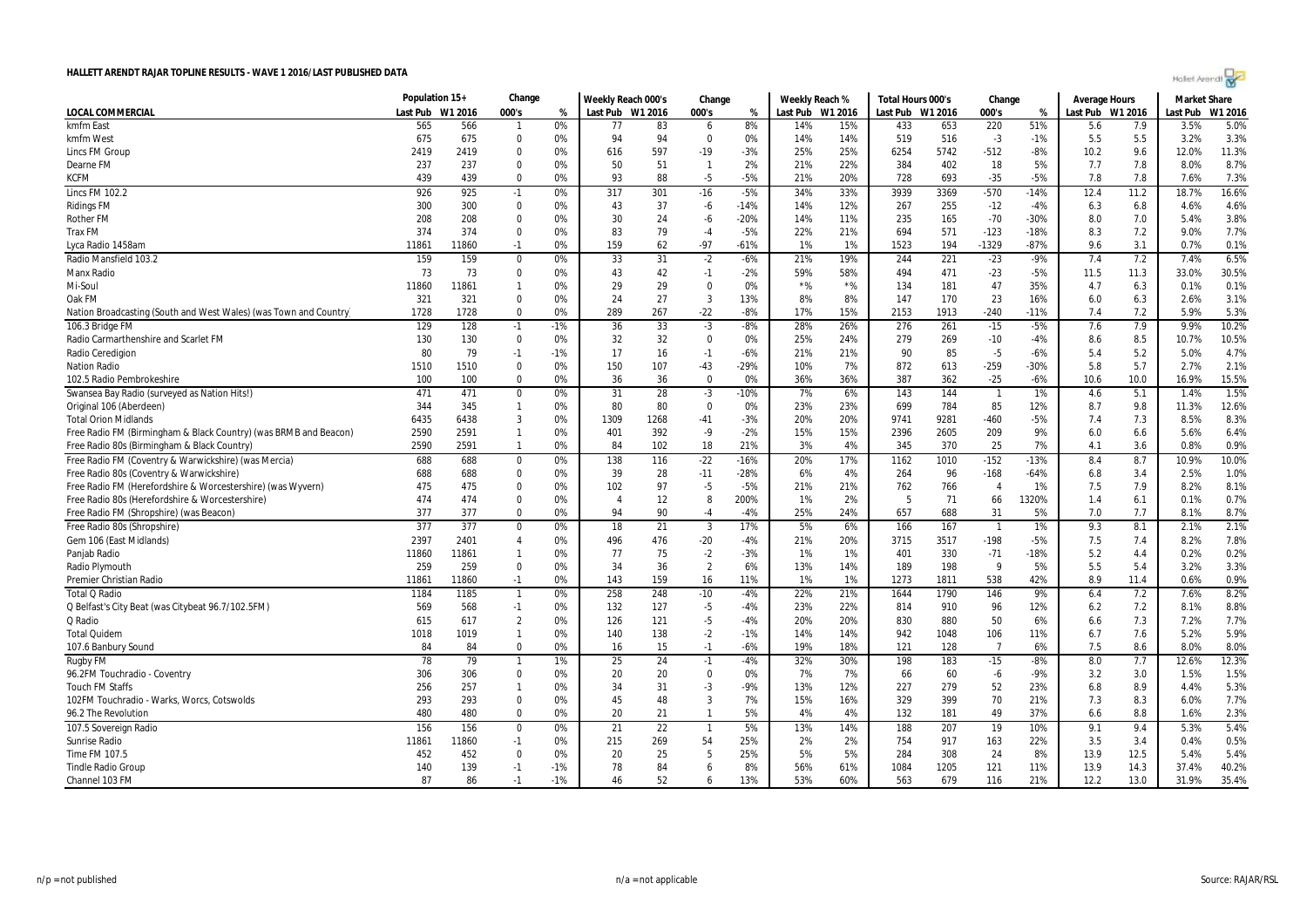# HALLETT ARENDT RAJAR TOPLINE RESULTS - WAVE 1 2016/LAST PUBLISHED DATA

| LOCAL COMMERCIAL | Population 15+ | | Change | | Weekly Reach 000's | | Change | | Weekly Reach % | | Total Hours 000's | | Change | | Average Hours | | Market Share | |
|---|---|---|---|---|---|---|---|---|---|---|---|---|---|---|---|---|---|---|
| | Last Pub | W1 2016 | 000's | % | Last Pub | W1 2016 | 000's | % | Last Pub | W1 2016 | Last Pub | W1 2016 | 000's | % | Last Pub | W1 2016 | Last Pub | W1 2016 |
| kmfm East | 565 | 566 | 1 | 0% | 77 | 83 | 6 | 8% | 14% | 15% | 433 | 653 | 220 | 51% | 5.6 | 7.9 | 3.5% | 5.0% |
| kmfm West | 675 | 675 | 0 | 0% | 94 | 94 | 0 | 0% | 14% | 14% | 519 | 516 | -3 | -1% | 5.5 | 5.5 | 3.2% | 3.3% |
| Lincs FM Group | 2419 | 2419 | 0 | 0% | 616 | 597 | -19 | -3% | 25% | 25% | 6254 | 5742 | -512 | -8% | 10.2 | 9.6 | 12.0% | 11.3% |
| Dearne FM | 237 | 237 | 0 | 0% | 50 | 51 | 1 | 2% | 21% | 22% | 384 | 402 | 18 | 5% | 7.7 | 7.8 | 8.0% | 8.7% |
| KCFM | 439 | 439 | 0 | 0% | 93 | 88 | -5 | -5% | 21% | 20% | 728 | 693 | -35 | -5% | 7.8 | 7.8 | 7.6% | 7.3% |
| Lincs FM 102.2 | 926 | 925 | -1 | 0% | 317 | 301 | -16 | -5% | 34% | 33% | 3939 | 3369 | -570 | -14% | 12.4 | 11.2 | 18.7% | 16.6% |
| Ridings FM | 300 | 300 | 0 | 0% | 43 | 37 | -6 | -14% | 14% | 12% | 267 | 255 | -12 | -4% | 6.3 | 6.8 | 4.6% | 4.6% |
| Rother FM | 208 | 208 | 0 | 0% | 30 | 24 | -6 | -20% | 14% | 11% | 235 | 165 | -70 | -30% | 8.0 | 7.0 | 5.4% | 3.8% |
| Trax FM | 374 | 374 | 0 | 0% | 83 | 79 | -4 | -5% | 22% | 21% | 694 | 571 | -123 | -18% | 8.3 | 7.2 | 9.0% | 7.7% |
| Lyca Radio 1458am | 11861 | 11860 | -1 | 0% | 159 | 62 | -97 | -61% | 1% | 1% | 1523 | 194 | -1329 | -87% | 9.6 | 3.1 | 0.7% | 0.1% |
| Radio Mansfield 103.2 | 159 | 159 | 0 | 0% | 33 | 31 | -2 | -6% | 21% | 19% | 244 | 221 | -23 | -9% | 7.4 | 7.2 | 7.4% | 6.5% |
| Manx Radio | 73 | 73 | 0 | 0% | 43 | 42 | -1 | -2% | 59% | 58% | 494 | 471 | -23 | -5% | 11.5 | 11.3 | 33.0% | 30.5% |
| Mi-Soul | 11860 | 11861 | 1 | 0% | 29 | 29 | 0 | 0% | *% | *% | 134 | 181 | 47 | 35% | 4.7 | 6.3 | 0.1% | 0.1% |
| Oak FM | 321 | 321 | 0 | 0% | 24 | 27 | 3 | 13% | 8% | 8% | 147 | 170 | 23 | 16% | 6.0 | 6.3 | 2.6% | 3.1% |
| Nation Broadcasting (South and West Wales) (was Town and Country) | 1728 | 1728 | 0 | 0% | 289 | 267 | -22 | -8% | 17% | 15% | 2153 | 1913 | -240 | -11% | 7.4 | 7.2 | 5.9% | 5.3% |
| 106.3 Bridge FM | 129 | 128 | -1 | -1% | 36 | 33 | -3 | -8% | 28% | 26% | 276 | 261 | -15 | -5% | 7.6 | 7.9 | 9.9% | 10.2% |
| Radio Carmarthenshire and Scarlet FM | 130 | 130 | 0 | 0% | 32 | 32 | 0 | 0% | 25% | 24% | 279 | 269 | -10 | -4% | 8.6 | 8.5 | 10.7% | 10.5% |
| Radio Ceredigion | 80 | 79 | -1 | -1% | 17 | 16 | -1 | -6% | 21% | 21% | 90 | 85 | -5 | -6% | 5.4 | 5.2 | 5.0% | 4.7% |
| Nation Radio | 1510 | 1510 | 0 | 0% | 150 | 107 | -43 | -29% | 10% | 7% | 872 | 613 | -259 | -30% | 5.8 | 5.7 | 2.7% | 2.1% |
| 102.5 Radio Pembrokeshire | 100 | 100 | 0 | 0% | 36 | 36 | 0 | 0% | 36% | 36% | 387 | 362 | -25 | -6% | 10.6 | 10.0 | 16.9% | 15.5% |
| Swansea Bay Radio (surveyed as Nation Hits!) | 471 | 471 | 0 | 0% | 31 | 28 | -3 | -10% | 7% | 6% | 143 | 144 | 1 | 1% | 4.6 | 5.1 | 1.4% | 1.5% |
| Original 106 (Aberdeen) | 344 | 345 | 1 | 0% | 80 | 80 | 0 | 0% | 23% | 23% | 699 | 784 | 85 | 12% | 8.7 | 9.8 | 11.3% | 12.6% |
| Total Orion Midlands | 6435 | 6438 | 3 | 0% | 1309 | 1268 | -41 | -3% | 20% | 20% | 9741 | 9281 | -460 | -5% | 7.4 | 7.3 | 8.5% | 8.3% |
| Free Radio FM (Birmingham & Black Country) (was BRMB and Beacon) | 2590 | 2591 | 1 | 0% | 401 | 392 | -9 | -2% | 15% | 15% | 2396 | 2605 | 209 | 9% | 6.0 | 6.6 | 5.6% | 6.4% |
| Free Radio 80s (Birmingham & Black Country) | 2590 | 2591 | 1 | 0% | 84 | 102 | 18 | 21% | 3% | 4% | 345 | 370 | 25 | 7% | 4.1 | 3.6 | 0.8% | 0.9% |
| Free Radio FM (Coventry & Warwickshire) (was Mercia) | 688 | 688 | 0 | 0% | 138 | 116 | -22 | -16% | 20% | 17% | 1162 | 1010 | -152 | -13% | 8.4 | 8.7 | 10.9% | 10.0% |
| Free Radio 80s (Coventry & Warwickshire) | 688 | 688 | 0 | 0% | 39 | 28 | -11 | -28% | 6% | 4% | 264 | 96 | -168 | -64% | 6.8 | 3.4 | 2.5% | 1.0% |
| Free Radio FM (Herefordshire & Worcestershire) (was Wyvern) | 475 | 475 | 0 | 0% | 102 | 97 | -5 | -5% | 21% | 21% | 762 | 766 | 4 | 1% | 7.5 | 7.9 | 8.2% | 8.1% |
| Free Radio 80s (Herefordshire & Worcestershire) | 474 | 474 | 0 | 0% | 4 | 12 | 8 | 200% | 1% | 2% | 5 | 71 | 66 | 1320% | 1.4 | 6.1 | 0.1% | 0.7% |
| Free Radio FM (Shropshire) (was Beacon) | 377 | 377 | 0 | 0% | 94 | 90 | -4 | -4% | 25% | 24% | 657 | 688 | 31 | 5% | 7.0 | 7.7 | 8.1% | 8.7% |
| Free Radio 80s (Shropshire) | 377 | 377 | 0 | 0% | 18 | 21 | 3 | 17% | 5% | 6% | 166 | 167 | 1 | 1% | 9.3 | 8.1 | 2.1% | 2.1% |
| Gem 106 (East Midlands) | 2397 | 2401 | 4 | 0% | 496 | 476 | -20 | -4% | 21% | 20% | 3715 | 3517 | -198 | -5% | 7.5 | 7.4 | 8.2% | 7.8% |
| Panjab Radio | 11860 | 11861 | 1 | 0% | 77 | 75 | -2 | -3% | 1% | 1% | 401 | 330 | -71 | -18% | 5.2 | 4.4 | 0.2% | 0.2% |
| Radio Plymouth | 259 | 259 | 0 | 0% | 34 | 36 | 2 | 6% | 13% | 14% | 189 | 198 | 9 | 5% | 5.5 | 5.4 | 3.2% | 3.3% |
| Premier Christian Radio | 11861 | 11860 | -1 | 0% | 143 | 159 | 16 | 11% | 1% | 1% | 1273 | 1811 | 538 | 42% | 8.9 | 11.4 | 0.6% | 0.9% |
| Total Q Radio | 1184 | 1185 | 1 | 0% | 258 | 248 | -10 | -4% | 22% | 21% | 1644 | 1790 | 146 | 9% | 6.4 | 7.2 | 7.6% | 8.2% |
| Q Belfast's City Beat (was Citybeat 96.7/102.5FM) | 569 | 568 | -1 | 0% | 132 | 127 | -5 | -4% | 23% | 22% | 814 | 910 | 96 | 12% | 6.2 | 7.2 | 8.1% | 8.8% |
| Q Radio | 615 | 617 | 2 | 0% | 126 | 121 | -5 | -4% | 20% | 20% | 830 | 880 | 50 | 6% | 6.6 | 7.3 | 7.2% | 7.7% |
| Total Quidem | 1018 | 1019 | 1 | 0% | 140 | 138 | -2 | -1% | 14% | 14% | 942 | 1048 | 106 | 11% | 6.7 | 7.6 | 5.2% | 5.9% |
| 107.6 Banbury Sound | 84 | 84 | 0 | 0% | 16 | 15 | -1 | -6% | 19% | 18% | 121 | 128 | 7 | 6% | 7.5 | 8.6 | 8.0% | 8.0% |
| Rugby FM | 78 | 79 | 1 | 1% | 25 | 24 | -1 | -4% | 32% | 30% | 198 | 183 | -15 | -8% | 8.0 | 7.7 | 12.6% | 12.3% |
| 96.2FM Touchradio - Coventry | 306 | 306 | 0 | 0% | 20 | 20 | 0 | 0% | 7% | 7% | 66 | 60 | -6 | -9% | 3.2 | 3.0 | 1.5% | 1.5% |
| Touch FM Staffs | 256 | 257 | 1 | 0% | 34 | 31 | -3 | -9% | 13% | 12% | 227 | 279 | 52 | 23% | 6.8 | 8.9 | 4.4% | 5.3% |
| 102FM Touchradio - Warks, Worcs, Cotswolds | 293 | 293 | 0 | 0% | 45 | 48 | 3 | 7% | 15% | 16% | 329 | 399 | 70 | 21% | 7.3 | 8.3 | 6.0% | 7.7% |
| 96.2 The Revolution | 480 | 480 | 0 | 0% | 20 | 21 | 1 | 5% | 4% | 4% | 132 | 181 | 49 | 37% | 6.6 | 8.8 | 1.6% | 2.3% |
| 107.5 Sovereign Radio | 156 | 156 | 0 | 0% | 21 | 22 | 1 | 5% | 13% | 14% | 188 | 207 | 19 | 10% | 9.1 | 9.4 | 5.3% | 5.4% |
| Sunrise Radio | 11861 | 11860 | -1 | 0% | 215 | 269 | 54 | 25% | 2% | 2% | 754 | 917 | 163 | 22% | 3.5 | 3.4 | 0.4% | 0.5% |
| Time FM 107.5 | 452 | 452 | 0 | 0% | 20 | 25 | 5 | 25% | 5% | 5% | 284 | 308 | 24 | 8% | 13.9 | 12.5 | 5.4% | 5.4% |
| Tindle Radio Group | 140 | 139 | -1 | -1% | 78 | 84 | 6 | 8% | 56% | 61% | 1084 | 1205 | 121 | 11% | 13.9 | 14.3 | 37.4% | 40.2% |
| Channel 103 FM | 87 | 86 | -1 | -1% | 46 | 52 | 6 | 13% | 53% | 60% | 563 | 679 | 116 | 21% | 12.2 | 13.0 | 31.9% | 35.4% |

n/p = not published    n/a = not applicable    Source: RAJAR/RSL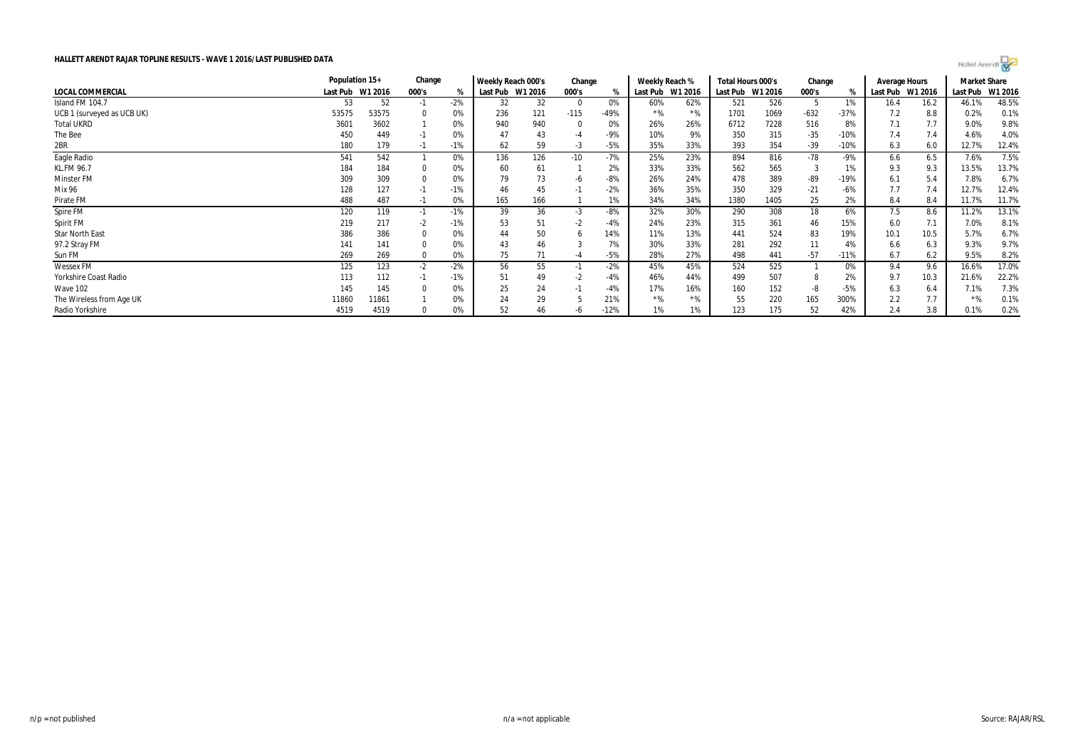**HALLETT ARENDT RAJAR TOPLINE RESULTS - WAVE 1 2016/LAST PUBLISHED DATA**

| | Population 15+ | | Change | | Weekly Reach 000's | | Change | | Weekly Reach % | | Total Hours 000's | | Change | | Average Hours | | Market Share | |
|---|---|---|---|---|---|---|---|---|---|---|---|---|---|---|---|---|---|---|
| **LOCAL COMMERCIAL** | Last Pub | W1 2016 | 000's | % | Last Pub | W1 2016 | 000's | % | Last Pub | W1 2016 | Last Pub | W1 2016 | 000's | % | Last Pub | W1 2016 | Last Pub | W1 2016 |
| Island FM 104.7 | 53 | 52 | -1 | -2% | 32 | 32 | 0 | 0% | 60% | 62% | 521 | 526 | 5 | 1% | 16.4 | 16.2 | 46.1% | 48.5% |
| UCB 1 (surveyed as UCB UK) | 53575 | 53575 | 0 | 0% | 236 | 121 | -115 | -49% | *% | *% | 1701 | 1069 | -632 | -37% | 7.2 | 8.8 | 0.2% | 0.1% |
| Total UKRD | 3601 | 3602 | 1 | 0% | 940 | 940 | 0 | 0% | 26% | 26% | 6712 | 7228 | 516 | 8% | 7.1 | 7.7 | 9.0% | 9.8% |
| The Bee | 450 | 449 | -1 | 0% | 47 | 43 | -4 | -9% | 10% | 9% | 350 | 315 | -35 | -10% | 7.4 | 7.4 | 4.6% | 4.0% |
| 2BR | 180 | 179 | -1 | -1% | 62 | 59 | -3 | -5% | 35% | 33% | 393 | 354 | -39 | -10% | 6.3 | 6.0 | 12.7% | 12.4% |
| Eagle Radio | 541 | 542 | 1 | 0% | 136 | 126 | -10 | -7% | 25% | 23% | 894 | 816 | -78 | -9% | 6.6 | 6.5 | 7.6% | 7.5% |
| KL.FM 96.7 | 184 | 184 | 0 | 0% | 60 | 61 | 1 | 2% | 33% | 33% | 562 | 565 | 3 | 1% | 9.3 | 9.3 | 13.5% | 13.7% |
| Minster FM | 309 | 309 | 0 | 0% | 79 | 73 | -6 | -8% | 26% | 24% | 478 | 389 | -89 | -19% | 6.1 | 5.4 | 7.8% | 6.7% |
| Mix 96 | 128 | 127 | -1 | -1% | 46 | 45 | -1 | -2% | 36% | 35% | 350 | 329 | -21 | -6% | 7.7 | 7.4 | 12.7% | 12.4% |
| Pirate FM | 488 | 487 | -1 | 0% | 165 | 166 | 1 | 1% | 34% | 34% | 1380 | 1405 | 25 | 2% | 8.4 | 8.4 | 11.7% | 11.7% |
| Spire FM | 120 | 119 | -1 | -1% | 39 | 36 | -3 | -8% | 32% | 30% | 290 | 308 | 18 | 6% | 7.5 | 8.6 | 11.2% | 13.1% |
| Spirit FM | 219 | 217 | -2 | -1% | 53 | 51 | -2 | -4% | 24% | 23% | 315 | 361 | 46 | 15% | 6.0 | 7.1 | 7.0% | 8.1% |
| Star North East | 386 | 386 | 0 | 0% | 44 | 50 | 6 | 14% | 11% | 13% | 441 | 524 | 83 | 19% | 10.1 | 10.5 | 5.7% | 6.7% |
| 97.2 Stray FM | 141 | 141 | 0 | 0% | 43 | 46 | 3 | 7% | 30% | 33% | 281 | 292 | 11 | 4% | 6.6 | 6.3 | 9.3% | 9.7% |
| Sun FM | 269 | 269 | 0 | 0% | 75 | 71 | -4 | -5% | 28% | 27% | 498 | 441 | -57 | -11% | 6.7 | 6.2 | 9.5% | 8.2% |
| Wessex FM | 125 | 123 | -2 | -2% | 56 | 55 | -1 | -2% | 45% | 45% | 524 | 525 | 1 | 0% | 9.4 | 9.6 | 16.6% | 17.0% |
| Yorkshire Coast Radio | 113 | 112 | -1 | -1% | 51 | 49 | -2 | -4% | 46% | 44% | 499 | 507 | 8 | 2% | 9.7 | 10.3 | 21.6% | 22.2% |
| Wave 102 | 145 | 145 | 0 | 0% | 25 | 24 | -1 | -4% | 17% | 16% | 160 | 152 | -8 | -5% | 6.3 | 6.4 | 7.1% | 7.3% |
| The Wireless from Age UK | 11860 | 11861 | 1 | 0% | 24 | 29 | 5 | 21% | *% | *% | 55 | 220 | 165 | 300% | 2.2 | 7.7 | *% | 0.1% |
| Radio Yorkshire | 4519 | 4519 | 0 | 0% | 52 | 46 | -6 | -12% | 1% | 1% | 123 | 175 | 52 | 42% | 2.4 | 3.8 | 0.1% | 0.2% |

n/p = not published  n/a = not applicable  Source: RAJAR/RSL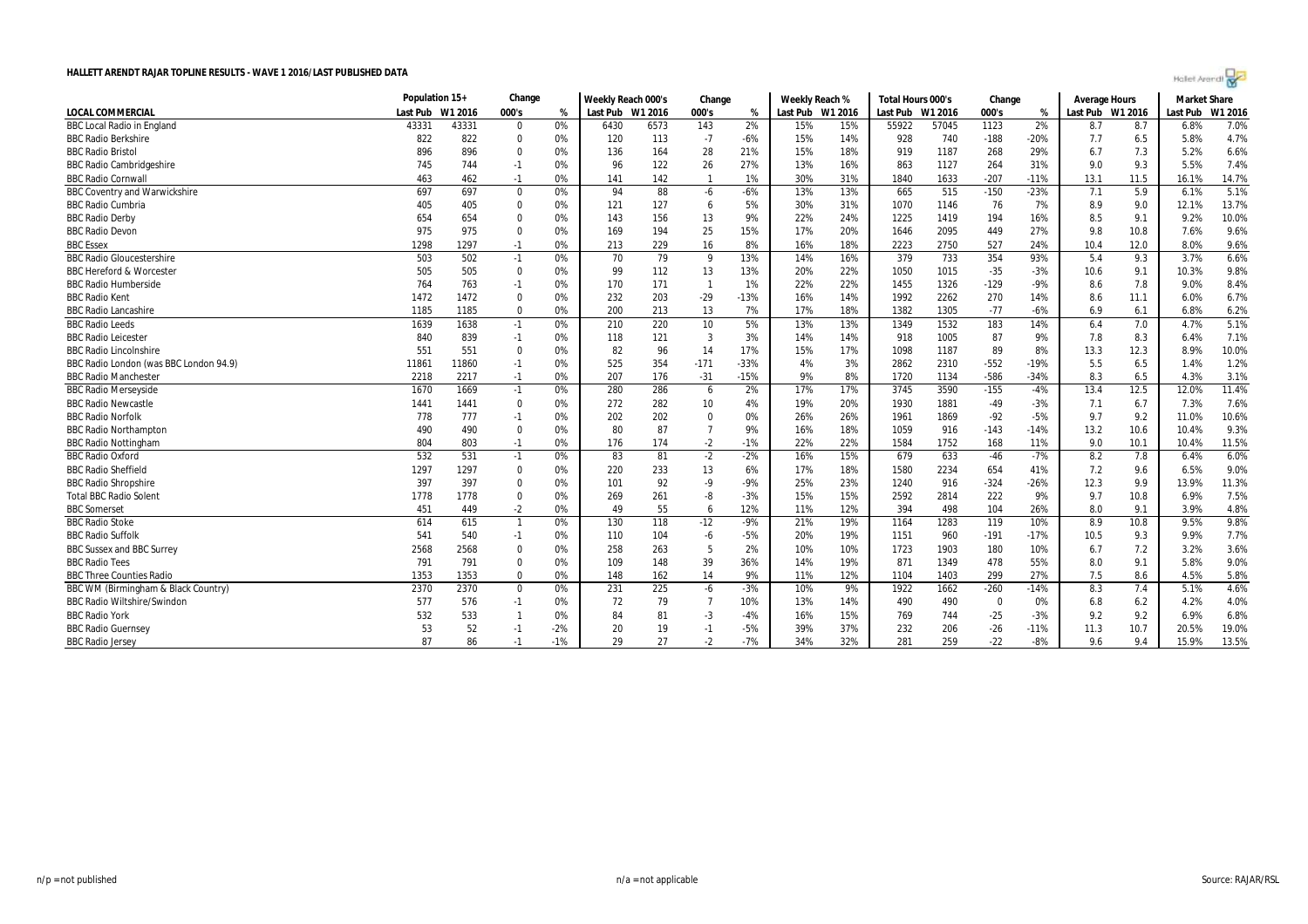# HALLETT ARENDT RAJAR TOPLINE RESULTS - WAVE 1 2016/LAST PUBLISHED DATA

| LOCAL COMMERCIAL | Population 15+ | | Change | | Weekly Reach 000's | | Change | | Weekly Reach % | | Total Hours 000's | | Change | | Average Hours | | Market Share | |
|---|---|---|---|---|---|---|---|---|---|---|---|---|---|---|---|---|---|---|
| | Last Pub | W1 2016 | 000's | % | Last Pub | W1 2016 | 000's | % | Last Pub | W1 2016 | Last Pub | W1 2016 | 000's | % | Last Pub | W1 2016 | Last Pub | W1 2016 |
| BBC Local Radio in England | 43331 | 43331 | 0 | 0% | 6430 | 6573 | 143 | 2% | 15% | 15% | 55922 | 57045 | 1123 | 2% | 8.7 | 8.7 | 6.8% | 7.0% |
| BBC Radio Berkshire | 822 | 822 | 0 | 0% | 120 | 113 | -7 | -6% | 15% | 14% | 928 | 740 | -188 | -20% | 7.7 | 6.5 | 5.8% | 4.7% |
| BBC Radio Bristol | 896 | 896 | 0 | 0% | 136 | 164 | 28 | 21% | 15% | 18% | 919 | 1187 | 268 | 29% | 6.7 | 7.3 | 5.2% | 6.6% |
| BBC Radio Cambridgeshire | 745 | 744 | -1 | 0% | 96 | 122 | 26 | 27% | 13% | 16% | 863 | 1127 | 264 | 31% | 9.0 | 9.3 | 5.5% | 7.4% |
| BBC Radio Cornwall | 463 | 462 | -1 | 0% | 141 | 142 | 1 | 1% | 30% | 31% | 1840 | 1633 | -207 | -11% | 13.1 | 11.5 | 16.1% | 14.7% |
| BBC Coventry and Warwickshire | 697 | 697 | 0 | 0% | 94 | 88 | -6 | -6% | 13% | 13% | 665 | 515 | -150 | -23% | 7.1 | 5.9 | 6.1% | 5.1% |
| BBC Radio Cumbria | 405 | 405 | 0 | 0% | 121 | 127 | 6 | 5% | 30% | 31% | 1070 | 1146 | 76 | 7% | 8.9 | 9.0 | 12.1% | 13.7% |
| BBC Radio Derby | 654 | 654 | 0 | 0% | 143 | 156 | 13 | 9% | 22% | 24% | 1225 | 1419 | 194 | 16% | 8.5 | 9.1 | 9.2% | 10.0% |
| BBC Radio Devon | 975 | 975 | 0 | 0% | 169 | 194 | 25 | 15% | 17% | 20% | 1646 | 2095 | 449 | 27% | 9.8 | 10.8 | 7.6% | 9.6% |
| BBC Essex | 1298 | 1297 | -1 | 0% | 213 | 229 | 16 | 8% | 16% | 18% | 2223 | 2750 | 527 | 24% | 10.4 | 12.0 | 8.0% | 9.6% |
| BBC Radio Gloucestershire | 503 | 502 | -1 | 0% | 70 | 79 | 9 | 13% | 14% | 16% | 379 | 733 | 354 | 93% | 5.4 | 9.3 | 3.7% | 6.6% |
| BBC Hereford & Worcester | 505 | 505 | 0 | 0% | 99 | 112 | 13 | 13% | 20% | 22% | 1050 | 1015 | -35 | -3% | 10.6 | 9.1 | 10.3% | 9.8% |
| BBC Radio Humberside | 764 | 763 | -1 | 0% | 170 | 171 | 1 | 1% | 22% | 22% | 1455 | 1326 | -129 | -9% | 8.6 | 7.8 | 9.0% | 8.4% |
| BBC Radio Kent | 1472 | 1472 | 0 | 0% | 232 | 203 | -29 | -13% | 16% | 14% | 1992 | 2262 | 270 | 14% | 8.6 | 11.1 | 6.0% | 6.7% |
| BBC Radio Lancashire | 1185 | 1185 | 0 | 0% | 200 | 213 | 13 | 7% | 17% | 18% | 1382 | 1305 | -77 | -6% | 6.9 | 6.1 | 6.8% | 6.2% |
| BBC Radio Leeds | 1639 | 1638 | -1 | 0% | 210 | 220 | 10 | 5% | 13% | 13% | 1349 | 1532 | 183 | 14% | 6.4 | 7.0 | 4.7% | 5.1% |
| BBC Radio Leicester | 840 | 839 | -1 | 0% | 118 | 121 | 3 | 3% | 14% | 14% | 918 | 1005 | 87 | 9% | 7.8 | 8.3 | 6.4% | 7.1% |
| BBC Radio Lincolnshire | 551 | 551 | 0 | 0% | 82 | 96 | 14 | 17% | 15% | 17% | 1098 | 1187 | 89 | 8% | 13.3 | 12.3 | 8.9% | 10.0% |
| BBC Radio London (was BBC London 94.9) | 11861 | 11860 | -1 | 0% | 525 | 354 | -171 | -33% | 4% | 3% | 2862 | 2310 | -552 | -19% | 5.5 | 6.5 | 1.4% | 1.2% |
| BBC Radio Manchester | 2218 | 2217 | -1 | 0% | 207 | 176 | -31 | -15% | 9% | 8% | 1720 | 1134 | -586 | -34% | 8.3 | 6.5 | 4.3% | 3.1% |
| BBC Radio Merseyside | 1670 | 1669 | -1 | 0% | 280 | 286 | 6 | 2% | 17% | 17% | 3745 | 3590 | -155 | -4% | 13.4 | 12.5 | 12.0% | 11.4% |
| BBC Radio Newcastle | 1441 | 1441 | 0 | 0% | 272 | 282 | 10 | 4% | 19% | 20% | 1930 | 1881 | -49 | -3% | 7.1 | 6.7 | 7.3% | 7.6% |
| BBC Radio Norfolk | 778 | 777 | -1 | 0% | 202 | 202 | 0 | 0% | 26% | 26% | 1961 | 1869 | -92 | -5% | 9.7 | 9.2 | 11.0% | 10.6% |
| BBC Radio Northampton | 490 | 490 | 0 | 0% | 80 | 87 | 7 | 9% | 16% | 18% | 1059 | 916 | -143 | -14% | 13.2 | 10.6 | 10.4% | 9.3% |
| BBC Radio Nottingham | 804 | 803 | -1 | 0% | 176 | 174 | -2 | -1% | 22% | 22% | 1584 | 1752 | 168 | 11% | 9.0 | 10.1 | 10.4% | 11.5% |
| BBC Radio Oxford | 532 | 531 | -1 | 0% | 83 | 81 | -2 | -2% | 16% | 15% | 679 | 633 | -46 | -7% | 8.2 | 7.8 | 6.4% | 6.0% |
| BBC Radio Sheffield | 1297 | 1297 | 0 | 0% | 220 | 233 | 13 | 6% | 17% | 18% | 1580 | 2234 | 654 | 41% | 7.2 | 9.6 | 6.5% | 9.0% |
| BBC Radio Shropshire | 397 | 397 | 0 | 0% | 101 | 92 | -9 | -9% | 25% | 23% | 1240 | 916 | -324 | -26% | 12.3 | 9.9 | 13.9% | 11.3% |
| Total BBC Radio Solent | 1778 | 1778 | 0 | 0% | 269 | 261 | -8 | -3% | 15% | 15% | 2592 | 2814 | 222 | 9% | 9.7 | 10.8 | 6.9% | 7.5% |
| BBC Somerset | 451 | 449 | -2 | 0% | 49 | 55 | 6 | 12% | 11% | 12% | 394 | 498 | 104 | 26% | 8.0 | 9.1 | 3.9% | 4.8% |
| BBC Radio Stoke | 614 | 615 | 1 | 0% | 130 | 118 | -12 | -9% | 21% | 19% | 1164 | 1283 | 119 | 10% | 8.9 | 10.8 | 9.5% | 9.8% |
| BBC Radio Suffolk | 541 | 540 | -1 | 0% | 110 | 104 | -6 | -5% | 20% | 19% | 1151 | 960 | -191 | -17% | 10.5 | 9.3 | 9.9% | 7.7% |
| BBC Sussex and BBC Surrey | 2568 | 2568 | 0 | 0% | 258 | 263 | 5 | 2% | 10% | 10% | 1723 | 1903 | 180 | 10% | 6.7 | 7.2 | 3.2% | 3.6% |
| BBC Radio Tees | 791 | 791 | 0 | 0% | 109 | 148 | 39 | 36% | 14% | 19% | 871 | 1349 | 478 | 55% | 8.0 | 9.1 | 5.8% | 9.0% |
| BBC Three Counties Radio | 1353 | 1353 | 0 | 0% | 148 | 162 | 14 | 9% | 11% | 12% | 1104 | 1403 | 299 | 27% | 7.5 | 8.6 | 4.5% | 5.8% |
| BBC WM (Birmingham & Black Country) | 2370 | 2370 | 0 | 0% | 231 | 225 | -6 | -3% | 10% | 9% | 1922 | 1662 | -260 | -14% | 8.3 | 7.4 | 5.1% | 4.6% |
| BBC Radio Wiltshire/Swindon | 577 | 576 | -1 | 0% | 72 | 79 | 7 | 10% | 13% | 14% | 490 | 490 | 0 | 0% | 6.8 | 6.2 | 4.2% | 4.0% |
| BBC Radio York | 532 | 533 | 1 | 0% | 84 | 81 | -3 | -4% | 16% | 15% | 769 | 744 | -25 | -3% | 9.2 | 9.2 | 6.9% | 6.8% |
| BBC Radio Guernsey | 53 | 52 | -1 | -2% | 20 | 19 | -1 | -5% | 39% | 37% | 232 | 206 | -26 | -11% | 11.3 | 10.7 | 20.5% | 19.0% |
| BBC Radio Jersey | 87 | 86 | -1 | -1% | 29 | 27 | -2 | -7% | 34% | 32% | 281 | 259 | -22 | -8% | 9.6 | 9.4 | 15.9% | 13.5% |

n/p = not published

n/a = not applicable

Source: RAJAR/RSL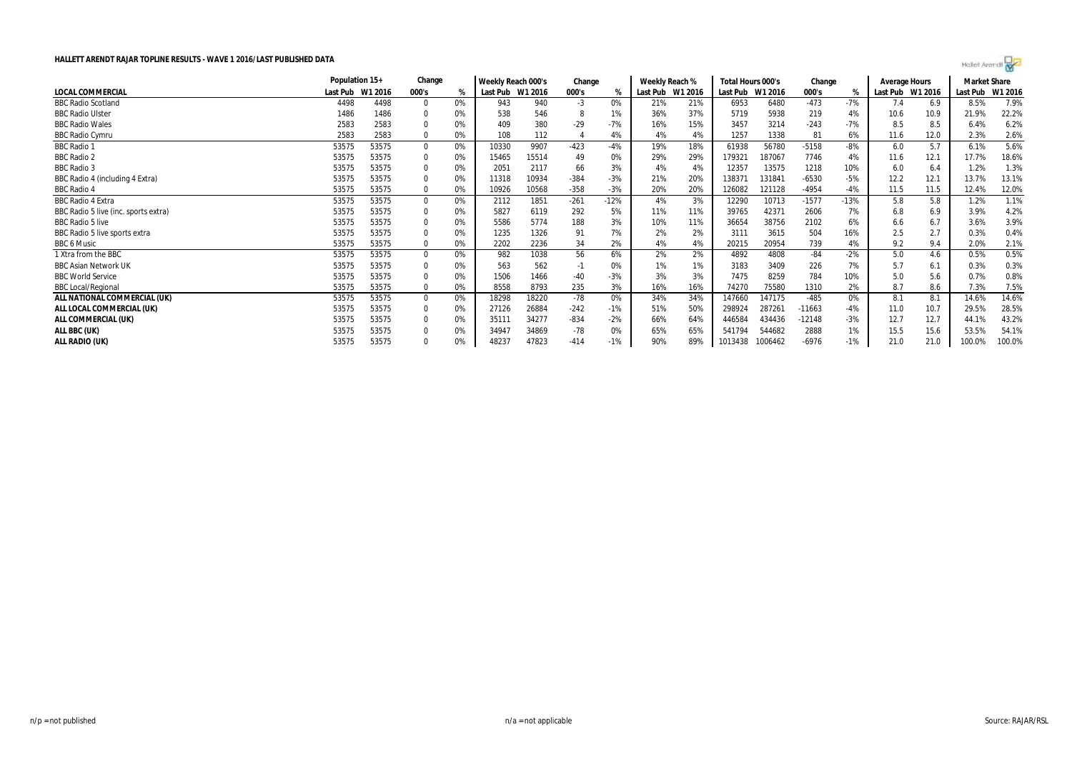# HALLETT ARENDT RAJAR TOPLINE RESULTS - WAVE 1 2016/LAST PUBLISHED DATA

| | Population 15+ | | Change | | Weekly Reach 000's | | Change | | Weekly Reach % | | Total Hours 000's | | Change | | Average Hours | | Market Share | |
|---|---|---|---|---|---|---|---|---|---|---|---|---|---|---|---|---|---|---|
| LOCAL COMMERCIAL | Last Pub | W1 2016 | 000's | % | Last Pub | W1 2016 | 000's | % | Last Pub | W1 2016 | Last Pub | W1 2016 | 000's | % | Last Pub | W1 2016 | Last Pub | W1 2016 |
| BBC Radio Scotland | 4498 | 4498 | 0 | 0% | 943 | 940 | -3 | 0% | 21% | 21% | 6953 | 6480 | -473 | -7% | 7.4 | 6.9 | 8.5% | 7.9% |
| BBC Radio Ulster | 1486 | 1486 | 0 | 0% | 538 | 546 | 8 | 1% | 36% | 37% | 5719 | 5938 | 219 | 4% | 10.6 | 10.9 | 21.9% | 22.2% |
| BBC Radio Wales | 2583 | 2583 | 0 | 0% | 409 | 380 | -29 | -7% | 16% | 15% | 3457 | 3214 | -243 | -7% | 8.5 | 8.5 | 6.4% | 6.2% |
| BBC Radio Cymru | 2583 | 2583 | 0 | 0% | 108 | 112 | 4 | 4% | 4% | 4% | 1257 | 1338 | 81 | 6% | 11.6 | 12.0 | 2.3% | 2.6% |
| BBC Radio 1 | 53575 | 53575 | 0 | 0% | 10330 | 9907 | -423 | -4% | 19% | 18% | 61938 | 56780 | -5158 | -8% | 6.0 | 5.7 | 6.1% | 5.6% |
| BBC Radio 2 | 53575 | 53575 | 0 | 0% | 15465 | 15514 | 49 | 0% | 29% | 29% | 179321 | 187067 | 7746 | 4% | 11.6 | 12.1 | 17.7% | 18.6% |
| BBC Radio 3 | 53575 | 53575 | 0 | 0% | 2051 | 2117 | 66 | 3% | 4% | 4% | 12357 | 13575 | 1218 | 10% | 6.0 | 6.4 | 1.2% | 1.3% |
| BBC Radio 4 (including 4 Extra) | 53575 | 53575 | 0 | 0% | 11318 | 10934 | -384 | -3% | 21% | 20% | 138371 | 131841 | -6530 | -5% | 12.2 | 12.1 | 13.7% | 13.1% |
| BBC Radio 4 | 53575 | 53575 | 0 | 0% | 10926 | 10568 | -358 | -3% | 20% | 20% | 126082 | 121128 | -4954 | -4% | 11.5 | 11.5 | 12.4% | 12.0% |
| BBC Radio 4 Extra | 53575 | 53575 | 0 | 0% | 2112 | 1851 | -261 | -12% | 4% | 3% | 12290 | 10713 | -1577 | -13% | 5.8 | 5.8 | 1.2% | 1.1% |
| BBC Radio 5 live (inc. sports extra) | 53575 | 53575 | 0 | 0% | 5827 | 6119 | 292 | 5% | 11% | 11% | 39765 | 42371 | 2606 | 7% | 6.8 | 6.9 | 3.9% | 4.2% |
| BBC Radio 5 live | 53575 | 53575 | 0 | 0% | 5586 | 5774 | 188 | 3% | 10% | 11% | 36654 | 38756 | 2102 | 6% | 6.6 | 6.7 | 3.6% | 3.9% |
| BBC Radio 5 live sports extra | 53575 | 53575 | 0 | 0% | 1235 | 1326 | 91 | 7% | 2% | 2% | 3111 | 3615 | 504 | 16% | 2.5 | 2.7 | 0.3% | 0.4% |
| BBC 6 Music | 53575 | 53575 | 0 | 0% | 2202 | 2236 | 34 | 2% | 4% | 4% | 20215 | 20954 | 739 | 4% | 9.2 | 9.4 | 2.0% | 2.1% |
| 1 Xtra from the BBC | 53575 | 53575 | 0 | 0% | 982 | 1038 | 56 | 6% | 2% | 2% | 4892 | 4808 | -84 | -2% | 5.0 | 4.6 | 0.5% | 0.5% |
| BBC Asian Network UK | 53575 | 53575 | 0 | 0% | 563 | 562 | -1 | 0% | 1% | 1% | 3183 | 3409 | 226 | 7% | 5.7 | 6.1 | 0.3% | 0.3% |
| BBC World Service | 53575 | 53575 | 0 | 0% | 1506 | 1466 | -40 | -3% | 3% | 3% | 7475 | 8259 | 784 | 10% | 5.0 | 5.6 | 0.7% | 0.8% |
| BBC Local/Regional | 53575 | 53575 | 0 | 0% | 8558 | 8793 | 235 | 3% | 16% | 16% | 74270 | 75580 | 1310 | 2% | 8.7 | 8.6 | 7.3% | 7.5% |
| **ALL NATIONAL COMMERCIAL (UK)** | 53575 | 53575 | 0 | 0% | 18298 | 18220 | -78 | 0% | 34% | 34% | 147660 | 147175 | -485 | 0% | 8.1 | 8.1 | 14.6% | 14.6% |
| **ALL LOCAL COMMERCIAL (UK)** | 53575 | 53575 | 0 | 0% | 27126 | 26884 | -242 | -1% | 51% | 50% | 298924 | 287261 | -11663 | -4% | 11.0 | 10.7 | 29.5% | 28.5% |
| **ALL COMMERCIAL (UK)** | 53575 | 53575 | 0 | 0% | 35111 | 34277 | -834 | -2% | 66% | 64% | 446584 | 434436 | -12148 | -3% | 12.7 | 12.7 | 44.1% | 43.2% |
| **ALL BBC (UK)** | 53575 | 53575 | 0 | 0% | 34947 | 34869 | -78 | 0% | 65% | 65% | 541794 | 544682 | 2888 | 1% | 15.5 | 15.6 | 53.5% | 54.1% |
| **ALL RADIO (UK)** | 53575 | 53575 | 0 | 0% | 48237 | 47823 | -414 | -1% | 90% | 89% | 1013438 | 1006462 | -6976 | -1% | 21.0 | 21.0 | 100.0% | 100.0% |

n/p = not published

n/a = not applicable

Source: RAJAR/RSL